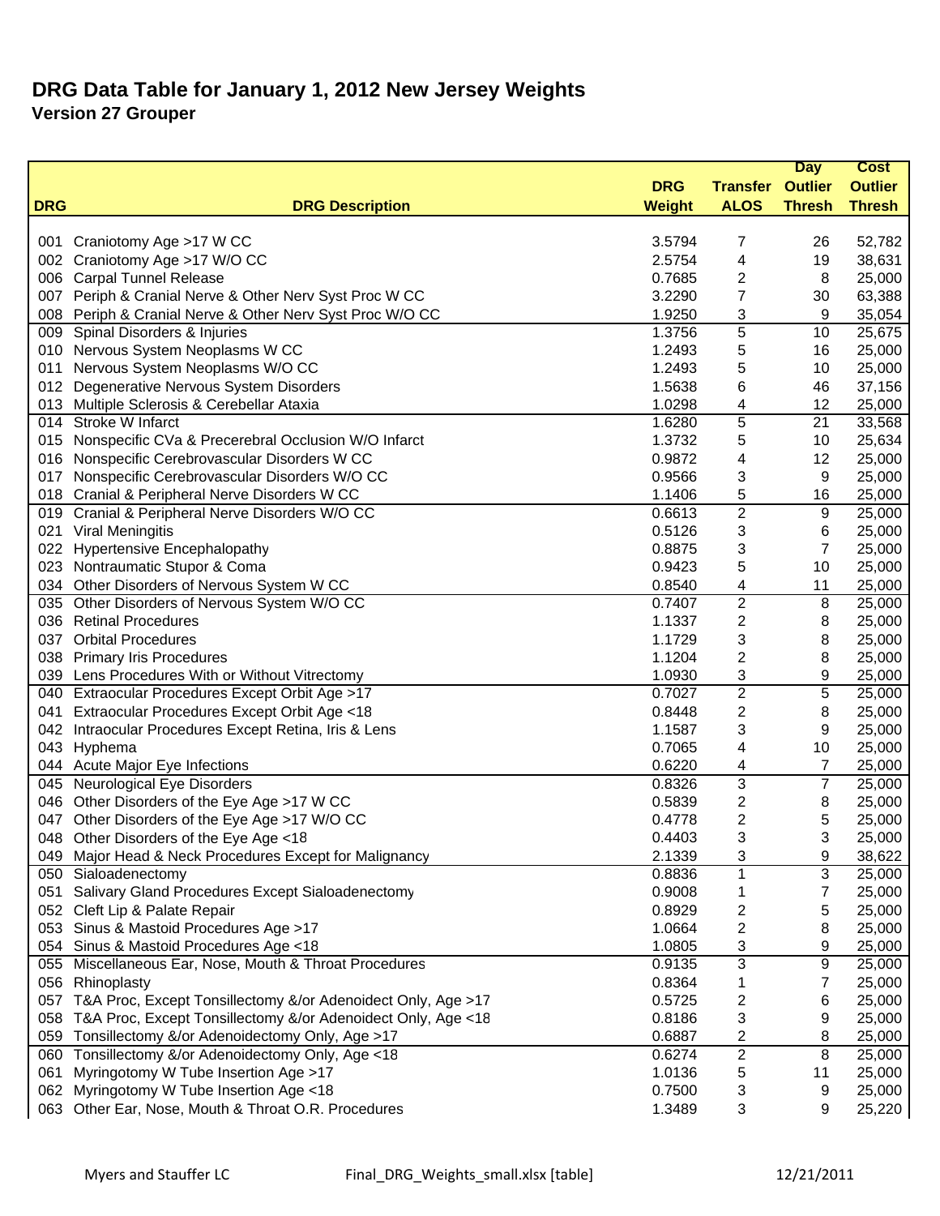# DRG Data Table for January 1, 2012 New Jersey Weights

## Version 27 Grouper

| DRG | DRG Description | DRG Weight | Transfer ALOS | Day Outlier Thresh | Cost Outlier Thresh |
|---|---|---|---|---|---|
| 001 | Craniotomy Age >17 W CC | 3.5794 | 7 | 26 | 52,782 |
| 002 | Craniotomy Age >17 W/O CC | 2.5754 | 4 | 19 | 38,631 |
| 006 | Carpal Tunnel Release | 0.7685 | 2 | 8 | 25,000 |
| 007 | Periph & Cranial Nerve & Other Nerv Syst Proc W CC | 3.2290 | 7 | 30 | 63,388 |
| 008 | Periph & Cranial Nerve & Other Nerv Syst Proc W/O CC | 1.9250 | 3 | 9 | 35,054 |
| 009 | Spinal Disorders & Injuries | 1.3756 | 5 | 10 | 25,675 |
| 010 | Nervous System Neoplasms W CC | 1.2493 | 5 | 16 | 25,000 |
| 011 | Nervous System Neoplasms W/O CC | 1.2493 | 5 | 10 | 25,000 |
| 012 | Degenerative Nervous System Disorders | 1.5638 | 6 | 46 | 37,156 |
| 013 | Multiple Sclerosis & Cerebellar Ataxia | 1.0298 | 4 | 12 | 25,000 |
| 014 | Stroke W Infarct | 1.6280 | 5 | 21 | 33,568 |
| 015 | Nonspecific CVa & Precerebral Occlusion W/O Infarct | 1.3732 | 5 | 10 | 25,634 |
| 016 | Nonspecific Cerebrovascular Disorders W CC | 0.9872 | 4 | 12 | 25,000 |
| 017 | Nonspecific Cerebrovascular Disorders W/O CC | 0.9566 | 3 | 9 | 25,000 |
| 018 | Cranial & Peripheral Nerve Disorders W CC | 1.1406 | 5 | 16 | 25,000 |
| 019 | Cranial & Peripheral Nerve Disorders W/O CC | 0.6613 | 2 | 9 | 25,000 |
| 021 | Viral Meningitis | 0.5126 | 3 | 6 | 25,000 |
| 022 | Hypertensive Encephalopathy | 0.8875 | 3 | 7 | 25,000 |
| 023 | Nontraumatic Stupor & Coma | 0.9423 | 5 | 10 | 25,000 |
| 034 | Other Disorders of Nervous System W CC | 0.8540 | 4 | 11 | 25,000 |
| 035 | Other Disorders of Nervous System W/O CC | 0.7407 | 2 | 8 | 25,000 |
| 036 | Retinal Procedures | 1.1337 | 2 | 8 | 25,000 |
| 037 | Orbital Procedures | 1.1729 | 3 | 8 | 25,000 |
| 038 | Primary Iris Procedures | 1.1204 | 2 | 8 | 25,000 |
| 039 | Lens Procedures With or Without Vitrectomy | 1.0930 | 3 | 9 | 25,000 |
| 040 | Extraocular Procedures Except Orbit Age >17 | 0.7027 | 2 | 5 | 25,000 |
| 041 | Extraocular Procedures Except Orbit Age <18 | 0.8448 | 2 | 8 | 25,000 |
| 042 | Intraocular Procedures Except Retina, Iris & Lens | 1.1587 | 3 | 9 | 25,000 |
| 043 | Hyphema | 0.7065 | 4 | 10 | 25,000 |
| 044 | Acute Major Eye Infections | 0.6220 | 4 | 7 | 25,000 |
| 045 | Neurological Eye Disorders | 0.8326 | 3 | 7 | 25,000 |
| 046 | Other Disorders of the Eye Age >17 W CC | 0.5839 | 2 | 8 | 25,000 |
| 047 | Other Disorders of the Eye Age >17 W/O CC | 0.4778 | 2 | 5 | 25,000 |
| 048 | Other Disorders of the Eye Age <18 | 0.4403 | 3 | 3 | 25,000 |
| 049 | Major Head & Neck Procedures Except for Malignancy | 2.1339 | 3 | 9 | 38,622 |
| 050 | Sialoadenectomy | 0.8836 | 1 | 3 | 25,000 |
| 051 | Salivary Gland Procedures Except Sialoadenectomy | 0.9008 | 1 | 7 | 25,000 |
| 052 | Cleft Lip & Palate Repair | 0.8929 | 2 | 5 | 25,000 |
| 053 | Sinus & Mastoid Procedures Age >17 | 1.0664 | 2 | 8 | 25,000 |
| 054 | Sinus & Mastoid Procedures Age <18 | 1.0805 | 3 | 9 | 25,000 |
| 055 | Miscellaneous Ear, Nose, Mouth & Throat Procedures | 0.9135 | 3 | 9 | 25,000 |
| 056 | Rhinoplasty | 0.8364 | 1 | 7 | 25,000 |
| 057 | T&A Proc, Except Tonsillectomy &/or Adenoidect Only, Age >17 | 0.5725 | 2 | 6 | 25,000 |
| 058 | T&A Proc, Except Tonsillectomy &/or Adenoidect Only, Age <18 | 0.8186 | 3 | 9 | 25,000 |
| 059 | Tonsillectomy &/or Adenoidectomy Only, Age >17 | 0.6887 | 2 | 8 | 25,000 |
| 060 | Tonsillectomy &/or Adenoidectomy Only, Age <18 | 0.6274 | 2 | 8 | 25,000 |
| 061 | Myringotomy W Tube Insertion Age >17 | 1.0136 | 5 | 11 | 25,000 |
| 062 | Myringotomy W Tube Insertion Age <18 | 0.7500 | 3 | 9 | 25,000 |
| 063 | Other Ear, Nose, Mouth & Throat O.R. Procedures | 1.3489 | 3 | 9 | 25,220 |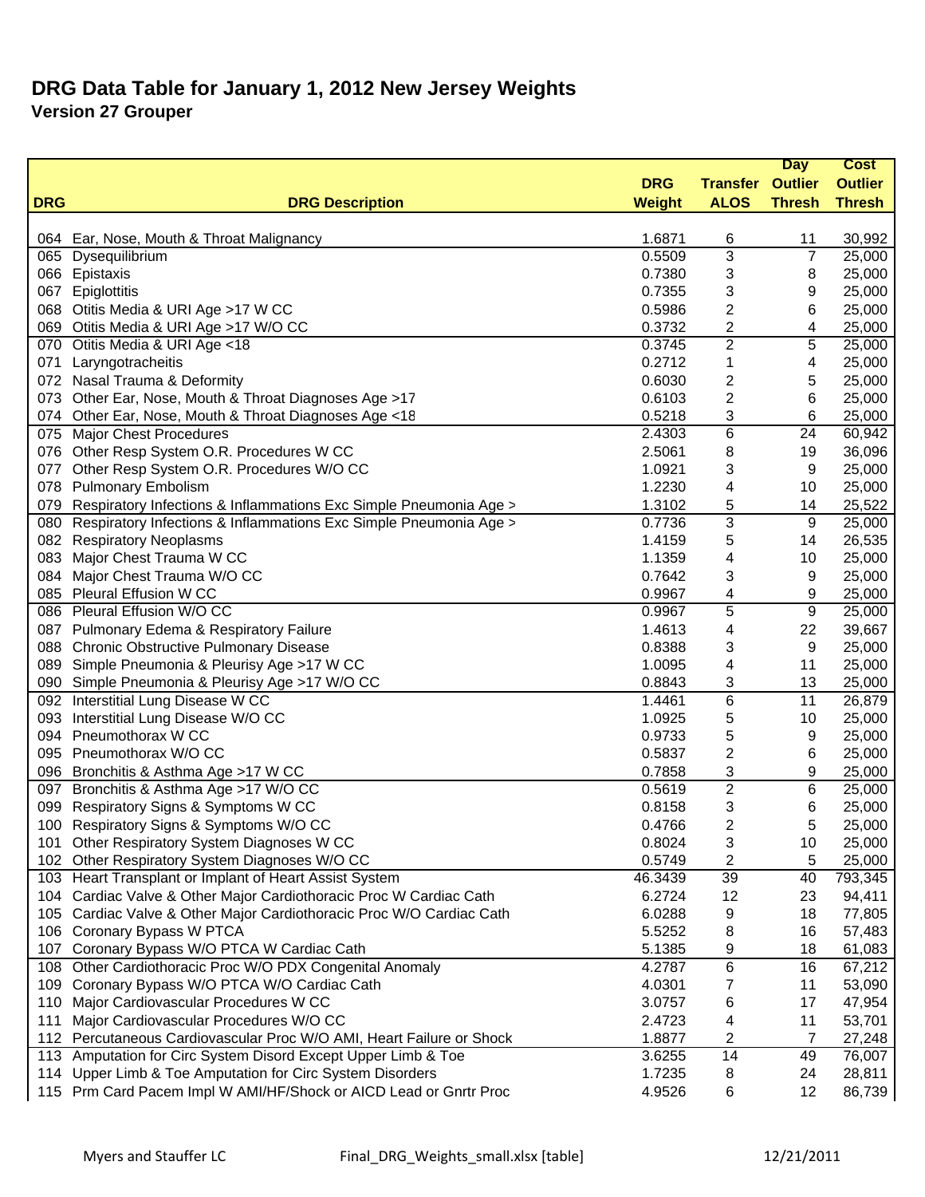# DRG Data Table for January 1, 2012 New Jersey Weights
## Version 27 Grouper

| DRG | DRG Description | DRG Weight | Transfer ALOS | Day Outlier Thresh | Cost Outlier Thresh |
|---|---|---|---|---|---|
| 064 | Ear, Nose, Mouth & Throat Malignancy | 1.6871 | 6 | 11 | 30,992 |
| 065 | Dysequilibrium | 0.5509 | 3 | 7 | 25,000 |
| 066 | Epistaxis | 0.7380 | 3 | 8 | 25,000 |
| 067 | Epiglottitis | 0.7355 | 3 | 9 | 25,000 |
| 068 | Otitis Media & URI Age >17 W CC | 0.5986 | 2 | 6 | 25,000 |
| 069 | Otitis Media & URI Age >17 W/O CC | 0.3732 | 2 | 4 | 25,000 |
| 070 | Otitis Media & URI Age <18 | 0.3745 | 2 | 5 | 25,000 |
| 071 | Laryngotracheitis | 0.2712 | 1 | 4 | 25,000 |
| 072 | Nasal Trauma & Deformity | 0.6030 | 2 | 5 | 25,000 |
| 073 | Other Ear, Nose, Mouth & Throat Diagnoses Age >17 | 0.6103 | 2 | 6 | 25,000 |
| 074 | Other Ear, Nose, Mouth & Throat Diagnoses Age <18 | 0.5218 | 3 | 6 | 25,000 |
| 075 | Major Chest Procedures | 2.4303 | 6 | 24 | 60,942 |
| 076 | Other Resp System O.R. Procedures W CC | 2.5061 | 8 | 19 | 36,096 |
| 077 | Other Resp System O.R. Procedures W/O CC | 1.0921 | 3 | 9 | 25,000 |
| 078 | Pulmonary Embolism | 1.2230 | 4 | 10 | 25,000 |
| 079 | Respiratory Infections & Inflammations Exc Simple Pneumonia Age > | 1.3102 | 5 | 14 | 25,522 |
| 080 | Respiratory Infections & Inflammations Exc Simple Pneumonia Age > | 0.7736 | 3 | 9 | 25,000 |
| 082 | Respiratory Neoplasms | 1.4159 | 5 | 14 | 26,535 |
| 083 | Major Chest Trauma W CC | 1.1359 | 4 | 10 | 25,000 |
| 084 | Major Chest Trauma W/O CC | 0.7642 | 3 | 9 | 25,000 |
| 085 | Pleural Effusion W CC | 0.9967 | 4 | 9 | 25,000 |
| 086 | Pleural Effusion W/O CC | 0.9967 | 5 | 9 | 25,000 |
| 087 | Pulmonary Edema & Respiratory Failure | 1.4613 | 4 | 22 | 39,667 |
| 088 | Chronic Obstructive Pulmonary Disease | 0.8388 | 3 | 9 | 25,000 |
| 089 | Simple Pneumonia & Pleurisy Age >17 W CC | 1.0095 | 4 | 11 | 25,000 |
| 090 | Simple Pneumonia & Pleurisy Age >17 W/O CC | 0.8843 | 3 | 13 | 25,000 |
| 092 | Interstitial Lung Disease W CC | 1.4461 | 6 | 11 | 26,879 |
| 093 | Interstitial Lung Disease W/O CC | 1.0925 | 5 | 10 | 25,000 |
| 094 | Pneumothorax W CC | 0.9733 | 5 | 9 | 25,000 |
| 095 | Pneumothorax W/O CC | 0.5837 | 2 | 6 | 25,000 |
| 096 | Bronchitis & Asthma Age >17 W CC | 0.7858 | 3 | 9 | 25,000 |
| 097 | Bronchitis & Asthma Age >17 W/O CC | 0.5619 | 2 | 6 | 25,000 |
| 099 | Respiratory Signs & Symptoms W CC | 0.8158 | 3 | 6 | 25,000 |
| 100 | Respiratory Signs & Symptoms W/O CC | 0.4766 | 2 | 5 | 25,000 |
| 101 | Other Respiratory System Diagnoses W CC | 0.8024 | 3 | 10 | 25,000 |
| 102 | Other Respiratory System Diagnoses W/O CC | 0.5749 | 2 | 5 | 25,000 |
| 103 | Heart Transplant or Implant of Heart Assist System | 46.3439 | 39 | 40 | 793,345 |
| 104 | Cardiac Valve & Other Major Cardiothoracic Proc W Cardiac Cath | 6.2724 | 12 | 23 | 94,411 |
| 105 | Cardiac Valve & Other Major Cardiothoracic Proc W/O Cardiac Cath | 6.0288 | 9 | 18 | 77,805 |
| 106 | Coronary Bypass W PTCA | 5.5252 | 8 | 16 | 57,483 |
| 107 | Coronary Bypass W/O PTCA W Cardiac Cath | 5.1385 | 9 | 18 | 61,083 |
| 108 | Other Cardiothoracic Proc W/O PDX Congenital Anomaly | 4.2787 | 6 | 16 | 67,212 |
| 109 | Coronary Bypass W/O PTCA W/O Cardiac Cath | 4.0301 | 7 | 11 | 53,090 |
| 110 | Major Cardiovascular Procedures W CC | 3.0757 | 6 | 17 | 47,954 |
| 111 | Major Cardiovascular Procedures W/O CC | 2.4723 | 4 | 11 | 53,701 |
| 112 | Percutaneous Cardiovascular Proc W/O AMI, Heart Failure or Shock | 1.8877 | 2 | 7 | 27,248 |
| 113 | Amputation for Circ System Disord Except Upper Limb & Toe | 3.6255 | 14 | 49 | 76,007 |
| 114 | Upper Limb & Toe Amputation for Circ System Disorders | 1.7235 | 8 | 24 | 28,811 |
| 115 | Prm Card Pacem Impl W AMI/HF/Shock or AICD Lead or Gnrtr Proc | 4.9526 | 6 | 12 | 86,739 |

Myers and Stauffer LC    Final_DRG_Weights_small.xlsx [table]    12/21/2011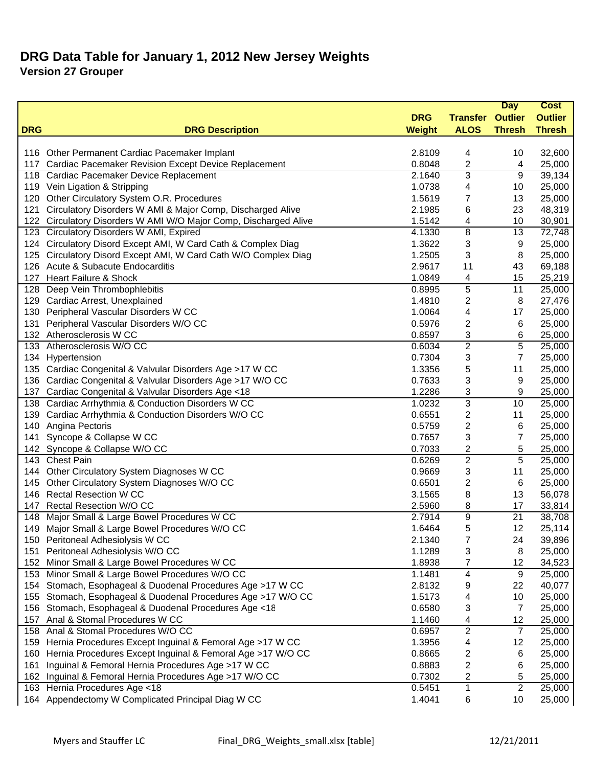# DRG Data Table for January 1, 2012 New Jersey Weights

## Version 27 Grouper

| DRG | DRG Description | DRG Weight | Transfer ALOS | Day Outlier Thresh | Cost Outlier Thresh |
|---|---|---|---|---|---|
| 116 | Other Permanent Cardiac Pacemaker Implant | 2.8109 | 4 | 10 | 32,600 |
| 117 | Cardiac Pacemaker Revision Except Device Replacement | 0.8048 | 2 | 4 | 25,000 |
| 118 | Cardiac Pacemaker Device Replacement | 2.1640 | 3 | 9 | 39,134 |
| 119 | Vein Ligation & Stripping | 1.0738 | 4 | 10 | 25,000 |
| 120 | Other Circulatory System O.R. Procedures | 1.5619 | 7 | 13 | 25,000 |
| 121 | Circulatory Disorders W AMI & Major Comp, Discharged Alive | 2.1985 | 6 | 23 | 48,319 |
| 122 | Circulatory Disorders W AMI W/O Major Comp, Discharged Alive | 1.5142 | 4 | 10 | 30,901 |
| 123 | Circulatory Disorders W AMI, Expired | 4.1330 | 8 | 13 | 72,748 |
| 124 | Circulatory Disord Except AMI, W Card Cath & Complex Diag | 1.3622 | 3 | 9 | 25,000 |
| 125 | Circulatory Disord Except AMI, W Card Cath W/O Complex Diag | 1.2505 | 3 | 8 | 25,000 |
| 126 | Acute & Subacute Endocarditis | 2.9617 | 11 | 43 | 69,188 |
| 127 | Heart Failure & Shock | 1.0849 | 4 | 15 | 25,219 |
| 128 | Deep Vein Thrombophlebitis | 0.8995 | 5 | 11 | 25,000 |
| 129 | Cardiac Arrest, Unexplained | 1.4810 | 2 | 8 | 27,476 |
| 130 | Peripheral Vascular Disorders W CC | 1.0064 | 4 | 17 | 25,000 |
| 131 | Peripheral Vascular Disorders W/O CC | 0.5976 | 2 | 6 | 25,000 |
| 132 | Atherosclerosis W CC | 0.8597 | 3 | 6 | 25,000 |
| 133 | Atherosclerosis W/O CC | 0.6034 | 2 | 5 | 25,000 |
| 134 | Hypertension | 0.7304 | 3 | 7 | 25,000 |
| 135 | Cardiac Congenital & Valvular Disorders Age >17 W CC | 1.3356 | 5 | 11 | 25,000 |
| 136 | Cardiac Congenital & Valvular Disorders Age >17 W/O CC | 0.7633 | 3 | 9 | 25,000 |
| 137 | Cardiac Congenital & Valvular Disorders Age <18 | 1.2286 | 3 | 9 | 25,000 |
| 138 | Cardiac Arrhythmia & Conduction Disorders W CC | 1.0232 | 3 | 10 | 25,000 |
| 139 | Cardiac Arrhythmia & Conduction Disorders W/O CC | 0.6551 | 2 | 11 | 25,000 |
| 140 | Angina Pectoris | 0.5759 | 2 | 6 | 25,000 |
| 141 | Syncope & Collapse W CC | 0.7657 | 3 | 7 | 25,000 |
| 142 | Syncope & Collapse W/O CC | 0.7033 | 2 | 5 | 25,000 |
| 143 | Chest Pain | 0.6269 | 2 | 5 | 25,000 |
| 144 | Other Circulatory System Diagnoses W CC | 0.9669 | 3 | 11 | 25,000 |
| 145 | Other Circulatory System Diagnoses W/O CC | 0.6501 | 2 | 6 | 25,000 |
| 146 | Rectal Resection W CC | 3.1565 | 8 | 13 | 56,078 |
| 147 | Rectal Resection W/O CC | 2.5960 | 8 | 17 | 33,814 |
| 148 | Major Small & Large Bowel Procedures W CC | 2.7914 | 9 | 21 | 38,708 |
| 149 | Major Small & Large Bowel Procedures W/O CC | 1.6464 | 5 | 12 | 25,114 |
| 150 | Peritoneal Adhesiolysis W CC | 2.1340 | 7 | 24 | 39,896 |
| 151 | Peritoneal Adhesiolysis W/O CC | 1.1289 | 3 | 8 | 25,000 |
| 152 | Minor Small & Large Bowel Procedures W CC | 1.8938 | 7 | 12 | 34,523 |
| 153 | Minor Small & Large Bowel Procedures W/O CC | 1.1481 | 4 | 9 | 25,000 |
| 154 | Stomach, Esophageal & Duodenal Procedures Age >17 W CC | 2.8132 | 9 | 22 | 40,077 |
| 155 | Stomach, Esophageal & Duodenal Procedures Age >17 W/O CC | 1.5173 | 4 | 10 | 25,000 |
| 156 | Stomach, Esophageal & Duodenal Procedures Age <18 | 0.6580 | 3 | 7 | 25,000 |
| 157 | Anal & Stomal Procedures W CC | 1.1460 | 4 | 12 | 25,000 |
| 158 | Anal & Stomal Procedures W/O CC | 0.6957 | 2 | 7 | 25,000 |
| 159 | Hernia Procedures Except Inguinal & Femoral Age >17 W CC | 1.3956 | 4 | 12 | 25,000 |
| 160 | Hernia Procedures Except Inguinal & Femoral Age >17 W/O CC | 0.8665 | 2 | 6 | 25,000 |
| 161 | Inguinal & Femoral Hernia Procedures Age >17 W CC | 0.8883 | 2 | 6 | 25,000 |
| 162 | Inguinal & Femoral Hernia Procedures Age >17 W/O CC | 0.7302 | 2 | 5 | 25,000 |
| 163 | Hernia Procedures Age <18 | 0.5451 | 1 | 2 | 25,000 |
| 164 | Appendectomy W Complicated Principal Diag W CC | 1.4041 | 6 | 10 | 25,000 |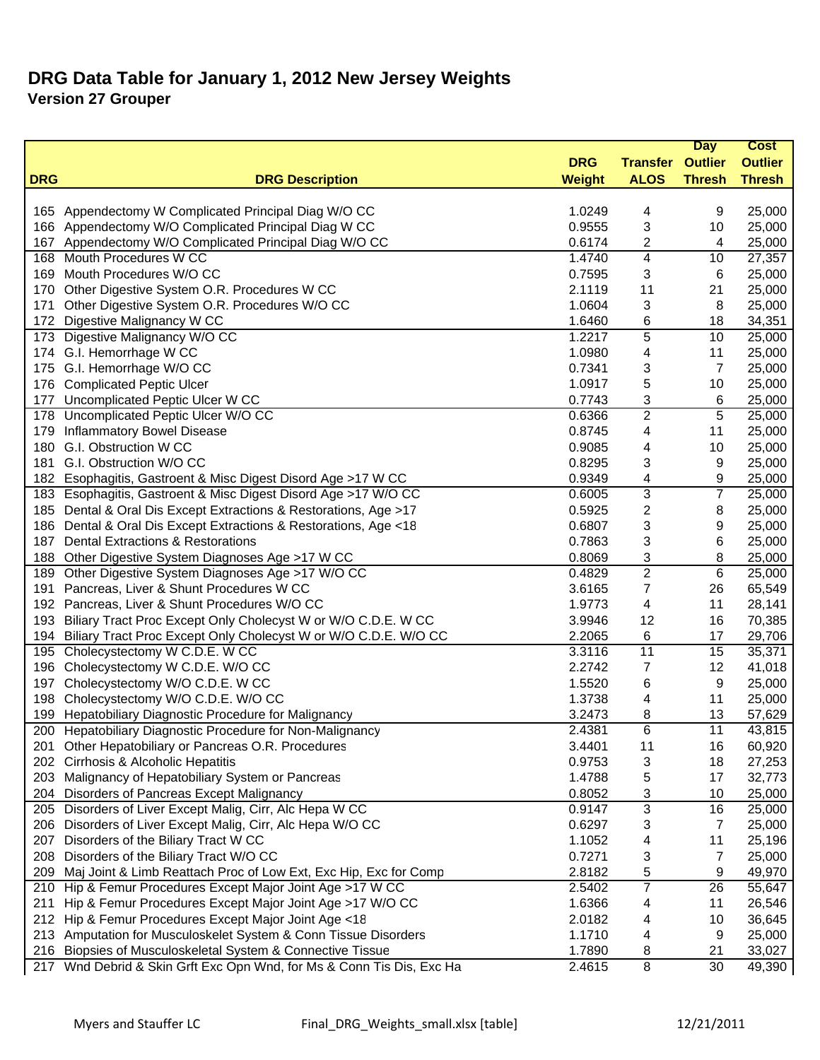# DRG Data Table for January 1, 2012 New Jersey Weights

## Version 27 Grouper

| DRG | DRG Description | DRG Weight | Transfer ALOS | Day Outlier Thresh | Cost Outlier Thresh |
|---|---|---|---|---|---|
| 165 | Appendectomy W Complicated Principal Diag W/O CC | 1.0249 | 4 | 9 | 25,000 |
| 166 | Appendectomy W/O Complicated Principal Diag W CC | 0.9555 | 3 | 10 | 25,000 |
| 167 | Appendectomy W/O Complicated Principal Diag W/O CC | 0.6174 | 2 | 4 | 25,000 |
| 168 | Mouth Procedures W CC | 1.4740 | 4 | 10 | 27,357 |
| 169 | Mouth Procedures W/O CC | 0.7595 | 3 | 6 | 25,000 |
| 170 | Other Digestive System O.R. Procedures W CC | 2.1119 | 11 | 21 | 25,000 |
| 171 | Other Digestive System O.R. Procedures W/O CC | 1.0604 | 3 | 8 | 25,000 |
| 172 | Digestive Malignancy W CC | 1.6460 | 6 | 18 | 34,351 |
| 173 | Digestive Malignancy W/O CC | 1.2217 | 5 | 10 | 25,000 |
| 174 | G.I. Hemorrhage W CC | 1.0980 | 4 | 11 | 25,000 |
| 175 | G.I. Hemorrhage W/O CC | 0.7341 | 3 | 7 | 25,000 |
| 176 | Complicated Peptic Ulcer | 1.0917 | 5 | 10 | 25,000 |
| 177 | Uncomplicated Peptic Ulcer W CC | 0.7743 | 3 | 6 | 25,000 |
| 178 | Uncomplicated Peptic Ulcer W/O CC | 0.6366 | 2 | 5 | 25,000 |
| 179 | Inflammatory Bowel Disease | 0.8745 | 4 | 11 | 25,000 |
| 180 | G.I. Obstruction W CC | 0.9085 | 4 | 10 | 25,000 |
| 181 | G.I. Obstruction W/O CC | 0.8295 | 3 | 9 | 25,000 |
| 182 | Esophagitis, Gastroent & Misc Digest Disord Age >17 W CC | 0.9349 | 4 | 9 | 25,000 |
| 183 | Esophagitis, Gastroent & Misc Digest Disord Age >17 W/O CC | 0.6005 | 3 | 7 | 25,000 |
| 185 | Dental & Oral Dis Except Extractions & Restorations, Age >17 | 0.5925 | 2 | 8 | 25,000 |
| 186 | Dental & Oral Dis Except Extractions & Restorations, Age <18 | 0.6807 | 3 | 9 | 25,000 |
| 187 | Dental Extractions & Restorations | 0.7863 | 3 | 6 | 25,000 |
| 188 | Other Digestive System Diagnoses Age >17 W CC | 0.8069 | 3 | 8 | 25,000 |
| 189 | Other Digestive System Diagnoses Age >17 W/O CC | 0.4829 | 2 | 6 | 25,000 |
| 191 | Pancreas, Liver & Shunt Procedures W CC | 3.6165 | 7 | 26 | 65,549 |
| 192 | Pancreas, Liver & Shunt Procedures W/O CC | 1.9773 | 4 | 11 | 28,141 |
| 193 | Biliary Tract Proc Except Only Cholecyst W or W/O C.D.E. W CC | 3.9946 | 12 | 16 | 70,385 |
| 194 | Biliary Tract Proc Except Only Cholecyst W or W/O C.D.E. W/O CC | 2.2065 | 6 | 17 | 29,706 |
| 195 | Cholecystectomy W C.D.E. W CC | 3.3116 | 11 | 15 | 35,371 |
| 196 | Cholecystectomy W C.D.E. W/O CC | 2.2742 | 7 | 12 | 41,018 |
| 197 | Cholecystectomy W/O C.D.E. W CC | 1.5520 | 6 | 9 | 25,000 |
| 198 | Cholecystectomy W/O C.D.E. W/O CC | 1.3738 | 4 | 11 | 25,000 |
| 199 | Hepatobiliary Diagnostic Procedure for Malignancy | 3.2473 | 8 | 13 | 57,629 |
| 200 | Hepatobiliary Diagnostic Procedure for Non-Malignancy | 2.4381 | 6 | 11 | 43,815 |
| 201 | Other Hepatobiliary or Pancreas O.R. Procedures | 3.4401 | 11 | 16 | 60,920 |
| 202 | Cirrhosis & Alcoholic Hepatitis | 0.9753 | 3 | 18 | 27,253 |
| 203 | Malignancy of Hepatobiliary System or Pancreas | 1.4788 | 5 | 17 | 32,773 |
| 204 | Disorders of Pancreas Except Malignancy | 0.8052 | 3 | 10 | 25,000 |
| 205 | Disorders of Liver Except Malig, Cirr, Alc Hepa W CC | 0.9147 | 3 | 16 | 25,000 |
| 206 | Disorders of Liver Except Malig, Cirr, Alc Hepa W/O CC | 0.6297 | 3 | 7 | 25,000 |
| 207 | Disorders of the Biliary Tract W CC | 1.1052 | 4 | 11 | 25,196 |
| 208 | Disorders of the Biliary Tract W/O CC | 0.7271 | 3 | 7 | 25,000 |
| 209 | Maj Joint & Limb Reattach Proc of Low Ext, Exc Hip, Exc for Comp | 2.8182 | 5 | 9 | 49,970 |
| 210 | Hip & Femur Procedures Except Major Joint Age >17 W CC | 2.5402 | 7 | 26 | 55,647 |
| 211 | Hip & Femur Procedures Except Major Joint Age >17 W/O CC | 1.6366 | 4 | 11 | 26,546 |
| 212 | Hip & Femur Procedures Except Major Joint Age <18 | 2.0182 | 4 | 10 | 36,645 |
| 213 | Amputation for Musculoskelet System & Conn Tissue Disorders | 1.1710 | 4 | 9 | 25,000 |
| 216 | Biopsies of Musculoskeletal System & Connective Tissue | 1.7890 | 8 | 21 | 33,027 |
| 217 | Wnd Debrid & Skin Grft Exc Opn Wnd, for Ms & Conn Tis Dis, Exc Ha | 2.4615 | 8 | 30 | 49,390 |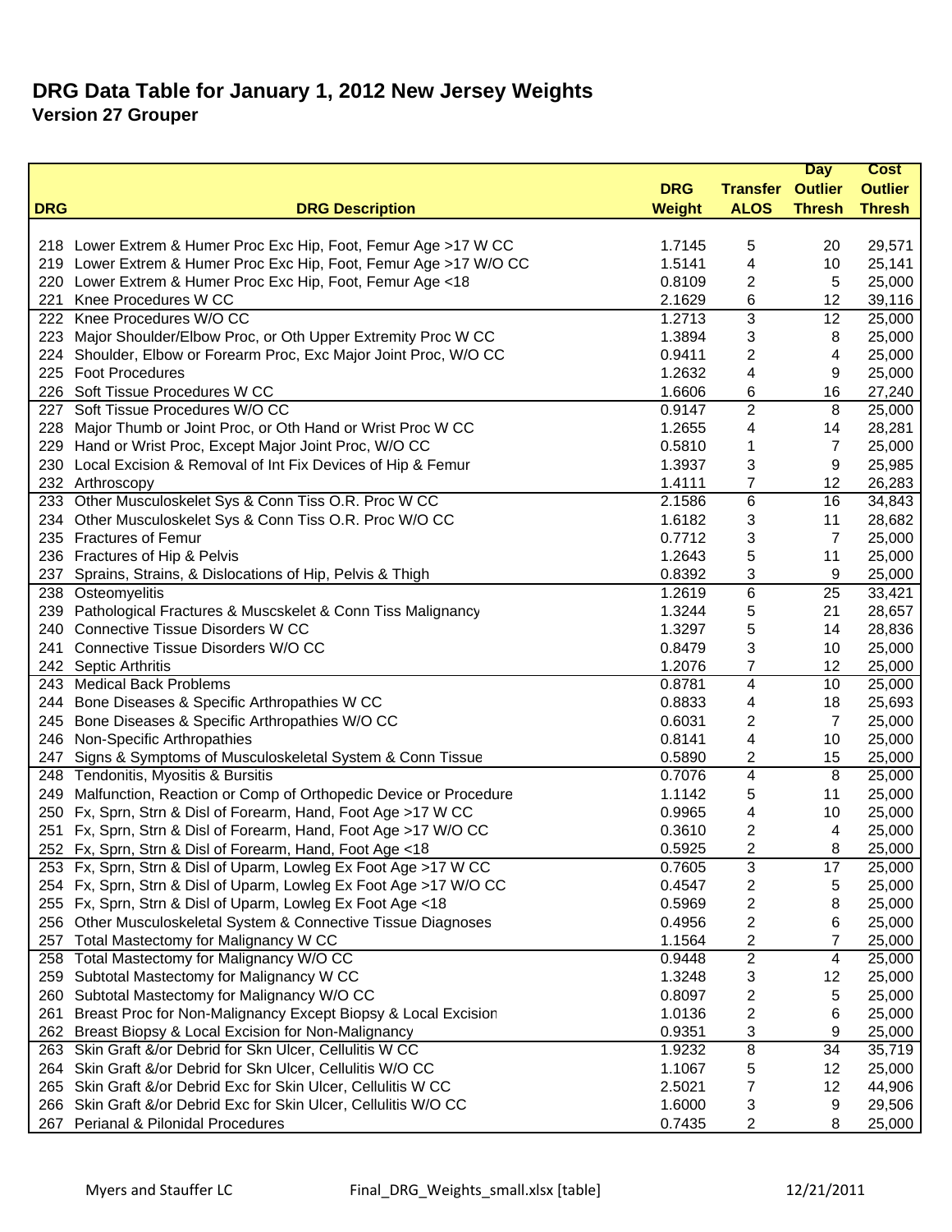# DRG Data Table for January 1, 2012 New Jersey Weights

## Version 27 Grouper

| DRG | DRG Description | DRG Weight | Transfer ALOS | Day Outlier Thresh | Cost Outlier Thresh |
|---|---|---|---|---|---|
| 218 | Lower Extrem & Humer Proc Exc Hip, Foot, Femur Age >17 W CC | 1.7145 | 5 | 20 | 29,571 |
| 219 | Lower Extrem & Humer Proc Exc Hip, Foot, Femur Age >17 W/O CC | 1.5141 | 4 | 10 | 25,141 |
| 220 | Lower Extrem & Humer Proc Exc Hip, Foot, Femur Age <18 | 0.8109 | 2 | 5 | 25,000 |
| 221 | Knee Procedures W CC | 2.1629 | 6 | 12 | 39,116 |
| 222 | Knee Procedures W/O CC | 1.2713 | 3 | 12 | 25,000 |
| 223 | Major Shoulder/Elbow Proc, or Oth Upper Extremity Proc W CC | 1.3894 | 3 | 8 | 25,000 |
| 224 | Shoulder, Elbow or Forearm Proc, Exc Major Joint Proc, W/O CC | 0.9411 | 2 | 4 | 25,000 |
| 225 | Foot Procedures | 1.2632 | 4 | 9 | 25,000 |
| 226 | Soft Tissue Procedures W CC | 1.6606 | 6 | 16 | 27,240 |
| 227 | Soft Tissue Procedures W/O CC | 0.9147 | 2 | 8 | 25,000 |
| 228 | Major Thumb or Joint Proc, or Oth Hand or Wrist Proc W CC | 1.2655 | 4 | 14 | 28,281 |
| 229 | Hand or Wrist Proc, Except Major Joint Proc, W/O CC | 0.5810 | 1 | 7 | 25,000 |
| 230 | Local Excision & Removal of Int Fix Devices of Hip & Femur | 1.3937 | 3 | 9 | 25,985 |
| 232 | Arthroscopy | 1.4111 | 7 | 12 | 26,283 |
| 233 | Other Musculoskelet Sys & Conn Tiss O.R. Proc W CC | 2.1586 | 6 | 16 | 34,843 |
| 234 | Other Musculoskelet Sys & Conn Tiss O.R. Proc W/O CC | 1.6182 | 3 | 11 | 28,682 |
| 235 | Fractures of Femur | 0.7712 | 3 | 7 | 25,000 |
| 236 | Fractures of Hip & Pelvis | 1.2643 | 5 | 11 | 25,000 |
| 237 | Sprains, Strains, & Dislocations of Hip, Pelvis & Thigh | 0.8392 | 3 | 9 | 25,000 |
| 238 | Osteomyelitis | 1.2619 | 6 | 25 | 33,421 |
| 239 | Pathological Fractures & Muscskelet & Conn Tiss Malignancy | 1.3244 | 5 | 21 | 28,657 |
| 240 | Connective Tissue Disorders W CC | 1.3297 | 5 | 14 | 28,836 |
| 241 | Connective Tissue Disorders W/O CC | 0.8479 | 3 | 10 | 25,000 |
| 242 | Septic Arthritis | 1.2076 | 7 | 12 | 25,000 |
| 243 | Medical Back Problems | 0.8781 | 4 | 10 | 25,000 |
| 244 | Bone Diseases & Specific Arthropathies W CC | 0.8833 | 4 | 18 | 25,693 |
| 245 | Bone Diseases & Specific Arthropathies W/O CC | 0.6031 | 2 | 7 | 25,000 |
| 246 | Non-Specific Arthropathies | 0.8141 | 4 | 10 | 25,000 |
| 247 | Signs & Symptoms of Musculoskeletal System & Conn Tissue | 0.5890 | 2 | 15 | 25,000 |
| 248 | Tendonitis, Myositis & Bursitis | 0.7076 | 4 | 8 | 25,000 |
| 249 | Malfunction, Reaction or Comp of Orthopedic Device or Procedure | 1.1142 | 5 | 11 | 25,000 |
| 250 | Fx, Sprn, Strn & Disl of Forearm, Hand, Foot Age >17 W CC | 0.9965 | 4 | 10 | 25,000 |
| 251 | Fx, Sprn, Strn & Disl of Forearm, Hand, Foot Age >17 W/O CC | 0.3610 | 2 | 4 | 25,000 |
| 252 | Fx, Sprn, Strn & Disl of Forearm, Hand, Foot Age <18 | 0.5925 | 2 | 8 | 25,000 |
| 253 | Fx, Sprn, Strn & Disl of Uparm, Lowleg Ex Foot Age >17 W CC | 0.7605 | 3 | 17 | 25,000 |
| 254 | Fx, Sprn, Strn & Disl of Uparm, Lowleg Ex Foot Age >17 W/O CC | 0.4547 | 2 | 5 | 25,000 |
| 255 | Fx, Sprn, Strn & Disl of Uparm, Lowleg Ex Foot Age <18 | 0.5969 | 2 | 8 | 25,000 |
| 256 | Other Musculoskeletal System & Connective Tissue Diagnoses | 0.4956 | 2 | 6 | 25,000 |
| 257 | Total Mastectomy for Malignancy W CC | 1.1564 | 2 | 7 | 25,000 |
| 258 | Total Mastectomy for Malignancy W/O CC | 0.9448 | 2 | 4 | 25,000 |
| 259 | Subtotal Mastectomy for Malignancy W CC | 1.3248 | 3 | 12 | 25,000 |
| 260 | Subtotal Mastectomy for Malignancy W/O CC | 0.8097 | 2 | 5 | 25,000 |
| 261 | Breast Proc for Non-Malignancy Except Biopsy & Local Excision | 1.0136 | 2 | 6 | 25,000 |
| 262 | Breast Biopsy & Local Excision for Non-Malignancy | 0.9351 | 3 | 9 | 25,000 |
| 263 | Skin Graft &/or Debrid for Skn Ulcer, Cellulitis W CC | 1.9232 | 8 | 34 | 35,719 |
| 264 | Skin Graft &/or Debrid for Skn Ulcer, Cellulitis W/O CC | 1.1067 | 5 | 12 | 25,000 |
| 265 | Skin Graft &/or Debrid Exc for Skin Ulcer, Cellulitis W CC | 2.5021 | 7 | 12 | 44,906 |
| 266 | Skin Graft &/or Debrid Exc for Skin Ulcer, Cellulitis W/O CC | 1.6000 | 3 | 9 | 29,506 |
| 267 | Perianal & Pilonidal Procedures | 0.7435 | 2 | 8 | 25,000 |

Myers and Stauffer LC    Final_DRG_Weights_small.xlsx [table]    12/21/2011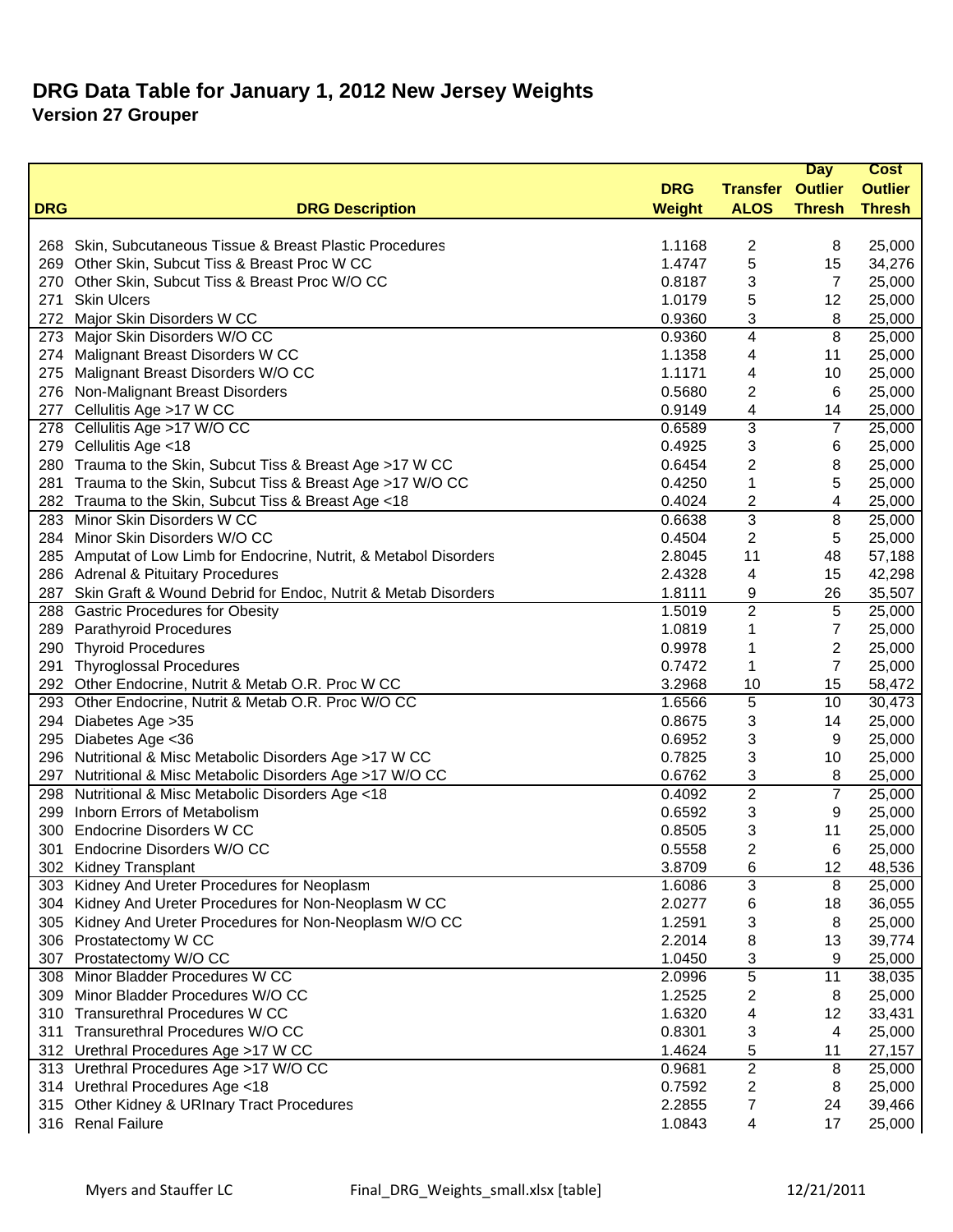# DRG Data Table for January 1, 2012 New Jersey Weights

## Version 27 Grouper

| DRG | DRG Description | DRG Weight | Transfer ALOS | Day Outlier Thresh | Cost Outlier Thresh |
|---|---|---|---|---|---|
| 268 | Skin, Subcutaneous Tissue & Breast Plastic Procedures | 1.1168 | 2 | 8 | 25,000 |
| 269 | Other Skin, Subcut Tiss & Breast Proc W CC | 1.4747 | 5 | 15 | 34,276 |
| 270 | Other Skin, Subcut Tiss & Breast Proc W/O CC | 0.8187 | 3 | 7 | 25,000 |
| 271 | Skin Ulcers | 1.0179 | 5 | 12 | 25,000 |
| 272 | Major Skin Disorders W CC | 0.9360 | 3 | 8 | 25,000 |
| 273 | Major Skin Disorders W/O CC | 0.9360 | 4 | 8 | 25,000 |
| 274 | Malignant Breast Disorders W CC | 1.1358 | 4 | 11 | 25,000 |
| 275 | Malignant Breast Disorders W/O CC | 1.1171 | 4 | 10 | 25,000 |
| 276 | Non-Malignant Breast Disorders | 0.5680 | 2 | 6 | 25,000 |
| 277 | Cellulitis Age >17 W CC | 0.9149 | 4 | 14 | 25,000 |
| 278 | Cellulitis Age >17 W/O CC | 0.6589 | 3 | 7 | 25,000 |
| 279 | Cellulitis Age <18 | 0.4925 | 3 | 6 | 25,000 |
| 280 | Trauma to the Skin, Subcut Tiss & Breast Age >17 W CC | 0.6454 | 2 | 8 | 25,000 |
| 281 | Trauma to the Skin, Subcut Tiss & Breast Age >17 W/O CC | 0.4250 | 1 | 5 | 25,000 |
| 282 | Trauma to the Skin, Subcut Tiss & Breast Age <18 | 0.4024 | 2 | 4 | 25,000 |
| 283 | Minor Skin Disorders W CC | 0.6638 | 3 | 8 | 25,000 |
| 284 | Minor Skin Disorders W/O CC | 0.4504 | 2 | 5 | 25,000 |
| 285 | Amputat of Low Limb for Endocrine, Nutrit, & Metabol Disorders | 2.8045 | 11 | 48 | 57,188 |
| 286 | Adrenal & Pituitary Procedures | 2.4328 | 4 | 15 | 42,298 |
| 287 | Skin Graft & Wound Debrid for Endoc, Nutrit & Metab Disorders | 1.8111 | 9 | 26 | 35,507 |
| 288 | Gastric Procedures for Obesity | 1.5019 | 2 | 5 | 25,000 |
| 289 | Parathyroid Procedures | 1.0819 | 1 | 7 | 25,000 |
| 290 | Thyroid Procedures | 0.9978 | 1 | 2 | 25,000 |
| 291 | Thyroglossal Procedures | 0.7472 | 1 | 7 | 25,000 |
| 292 | Other Endocrine, Nutrit & Metab O.R. Proc W CC | 3.2968 | 10 | 15 | 58,472 |
| 293 | Other Endocrine, Nutrit & Metab O.R. Proc W/O CC | 1.6566 | 5 | 10 | 30,473 |
| 294 | Diabetes Age >35 | 0.8675 | 3 | 14 | 25,000 |
| 295 | Diabetes Age <36 | 0.6952 | 3 | 9 | 25,000 |
| 296 | Nutritional & Misc Metabolic Disorders Age >17 W CC | 0.7825 | 3 | 10 | 25,000 |
| 297 | Nutritional & Misc Metabolic Disorders Age >17 W/O CC | 0.6762 | 3 | 8 | 25,000 |
| 298 | Nutritional & Misc Metabolic Disorders Age <18 | 0.4092 | 2 | 7 | 25,000 |
| 299 | Inborn Errors of Metabolism | 0.6592 | 3 | 9 | 25,000 |
| 300 | Endocrine Disorders W CC | 0.8505 | 3 | 11 | 25,000 |
| 301 | Endocrine Disorders W/O CC | 0.5558 | 2 | 6 | 25,000 |
| 302 | Kidney Transplant | 3.8709 | 6 | 12 | 48,536 |
| 303 | Kidney And Ureter Procedures for Neoplasm | 1.6086 | 3 | 8 | 25,000 |
| 304 | Kidney And Ureter Procedures for Non-Neoplasm W CC | 2.0277 | 6 | 18 | 36,055 |
| 305 | Kidney And Ureter Procedures for Non-Neoplasm W/O CC | 1.2591 | 3 | 8 | 25,000 |
| 306 | Prostatectomy W CC | 2.2014 | 8 | 13 | 39,774 |
| 307 | Prostatectomy W/O CC | 1.0450 | 3 | 9 | 25,000 |
| 308 | Minor Bladder Procedures W CC | 2.0996 | 5 | 11 | 38,035 |
| 309 | Minor Bladder Procedures W/O CC | 1.2525 | 2 | 8 | 25,000 |
| 310 | Transurethral Procedures W CC | 1.6320 | 4 | 12 | 33,431 |
| 311 | Transurethral Procedures W/O CC | 0.8301 | 3 | 4 | 25,000 |
| 312 | Urethral Procedures Age >17 W CC | 1.4624 | 5 | 11 | 27,157 |
| 313 | Urethral Procedures Age >17 W/O CC | 0.9681 | 2 | 8 | 25,000 |
| 314 | Urethral Procedures Age <18 | 0.7592 | 2 | 8 | 25,000 |
| 315 | Other Kidney & URInary Tract Procedures | 2.2855 | 7 | 24 | 39,466 |
| 316 | Renal Failure | 1.0843 | 4 | 17 | 25,000 |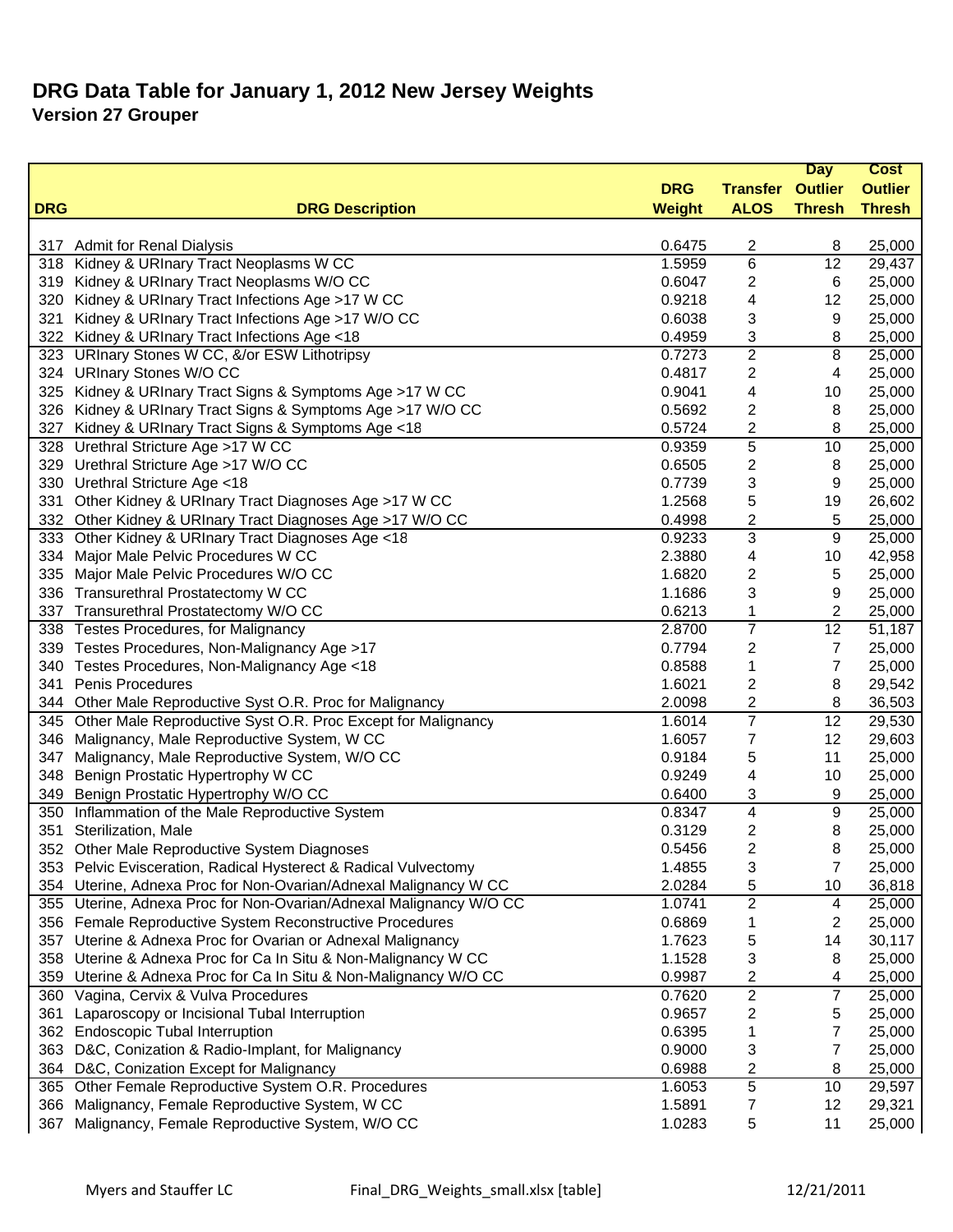# DRG Data Table for January 1, 2012 New Jersey Weights

## Version 27 Grouper

| DRG | DRG Description | DRG Weight | Transfer ALOS | Day Outlier Thresh | Cost Outlier Thresh |
|---|---|---|---|---|---|
| 317 | Admit for Renal Dialysis | 0.6475 | 2 | 8 | 25,000 |
| 318 | Kidney & URInary Tract Neoplasms W CC | 1.5959 | 6 | 12 | 29,437 |
| 319 | Kidney & URInary Tract Neoplasms W/O CC | 0.6047 | 2 | 6 | 25,000 |
| 320 | Kidney & URInary Tract Infections Age >17 W CC | 0.9218 | 4 | 12 | 25,000 |
| 321 | Kidney & URInary Tract Infections Age >17 W/O CC | 0.6038 | 3 | 9 | 25,000 |
| 322 | Kidney & URInary Tract Infections Age <18 | 0.4959 | 3 | 8 | 25,000 |
| 323 | URInary Stones W CC, &/or ESW Lithotripsy | 0.7273 | 2 | 8 | 25,000 |
| 324 | URInary Stones W/O CC | 0.4817 | 2 | 4 | 25,000 |
| 325 | Kidney & URInary Tract Signs & Symptoms Age >17 W CC | 0.9041 | 4 | 10 | 25,000 |
| 326 | Kidney & URInary Tract Signs & Symptoms Age >17 W/O CC | 0.5692 | 2 | 8 | 25,000 |
| 327 | Kidney & URInary Tract Signs & Symptoms Age <18 | 0.5724 | 2 | 8 | 25,000 |
| 328 | Urethral Stricture Age >17 W CC | 0.9359 | 5 | 10 | 25,000 |
| 329 | Urethral Stricture Age >17 W/O CC | 0.6505 | 2 | 8 | 25,000 |
| 330 | Urethral Stricture Age <18 | 0.7739 | 3 | 9 | 25,000 |
| 331 | Other Kidney & URInary Tract Diagnoses Age >17 W CC | 1.2568 | 5 | 19 | 26,602 |
| 332 | Other Kidney & URInary Tract Diagnoses Age >17 W/O CC | 0.4998 | 2 | 5 | 25,000 |
| 333 | Other Kidney & URInary Tract Diagnoses Age <18 | 0.9233 | 3 | 9 | 25,000 |
| 334 | Major Male Pelvic Procedures W CC | 2.3880 | 4 | 10 | 42,958 |
| 335 | Major Male Pelvic Procedures W/O CC | 1.6820 | 2 | 5 | 25,000 |
| 336 | Transurethral Prostatectomy W CC | 1.1686 | 3 | 9 | 25,000 |
| 337 | Transurethral Prostatectomy W/O CC | 0.6213 | 1 | 2 | 25,000 |
| 338 | Testes Procedures, for Malignancy | 2.8700 | 7 | 12 | 51,187 |
| 339 | Testes Procedures, Non-Malignancy Age >17 | 0.7794 | 2 | 7 | 25,000 |
| 340 | Testes Procedures, Non-Malignancy Age <18 | 0.8588 | 1 | 7 | 25,000 |
| 341 | Penis Procedures | 1.6021 | 2 | 8 | 29,542 |
| 344 | Other Male Reproductive Syst O.R. Proc for Malignancy | 2.0098 | 2 | 8 | 36,503 |
| 345 | Other Male Reproductive Syst O.R. Proc Except for Malignancy | 1.6014 | 7 | 12 | 29,530 |
| 346 | Malignancy, Male Reproductive System, W CC | 1.6057 | 7 | 12 | 29,603 |
| 347 | Malignancy, Male Reproductive System, W/O CC | 0.9184 | 5 | 11 | 25,000 |
| 348 | Benign Prostatic Hypertrophy W CC | 0.9249 | 4 | 10 | 25,000 |
| 349 | Benign Prostatic Hypertrophy W/O CC | 0.6400 | 3 | 9 | 25,000 |
| 350 | Inflammation of the Male Reproductive System | 0.8347 | 4 | 9 | 25,000 |
| 351 | Sterilization, Male | 0.3129 | 2 | 8 | 25,000 |
| 352 | Other Male Reproductive System Diagnoses | 0.5456 | 2 | 8 | 25,000 |
| 353 | Pelvic Evisceration, Radical Hysterect & Radical Vulvectomy | 1.4855 | 3 | 7 | 25,000 |
| 354 | Uterine, Adnexa Proc for Non-Ovarian/Adnexal Malignancy W CC | 2.0284 | 5 | 10 | 36,818 |
| 355 | Uterine, Adnexa Proc for Non-Ovarian/Adnexal Malignancy W/O CC | 1.0741 | 2 | 4 | 25,000 |
| 356 | Female Reproductive System Reconstructive Procedures | 0.6869 | 1 | 2 | 25,000 |
| 357 | Uterine & Adnexa Proc for Ovarian or Adnexal Malignancy | 1.7623 | 5 | 14 | 30,117 |
| 358 | Uterine & Adnexa Proc for Ca In Situ & Non-Malignancy W CC | 1.1528 | 3 | 8 | 25,000 |
| 359 | Uterine & Adnexa Proc for Ca In Situ & Non-Malignancy W/O CC | 0.9987 | 2 | 4 | 25,000 |
| 360 | Vagina, Cervix & Vulva Procedures | 0.7620 | 2 | 7 | 25,000 |
| 361 | Laparoscopy or Incisional Tubal Interruption | 0.9657 | 2 | 5 | 25,000 |
| 362 | Endoscopic Tubal Interruption | 0.6395 | 1 | 7 | 25,000 |
| 363 | D&C, Conization & Radio-Implant, for Malignancy | 0.9000 | 3 | 7 | 25,000 |
| 364 | D&C, Conization Except for Malignancy | 0.6988 | 2 | 8 | 25,000 |
| 365 | Other Female Reproductive System O.R. Procedures | 1.6053 | 5 | 10 | 29,597 |
| 366 | Malignancy, Female Reproductive System, W CC | 1.5891 | 7 | 12 | 29,321 |
| 367 | Malignancy, Female Reproductive System, W/O CC | 1.0283 | 5 | 11 | 25,000 |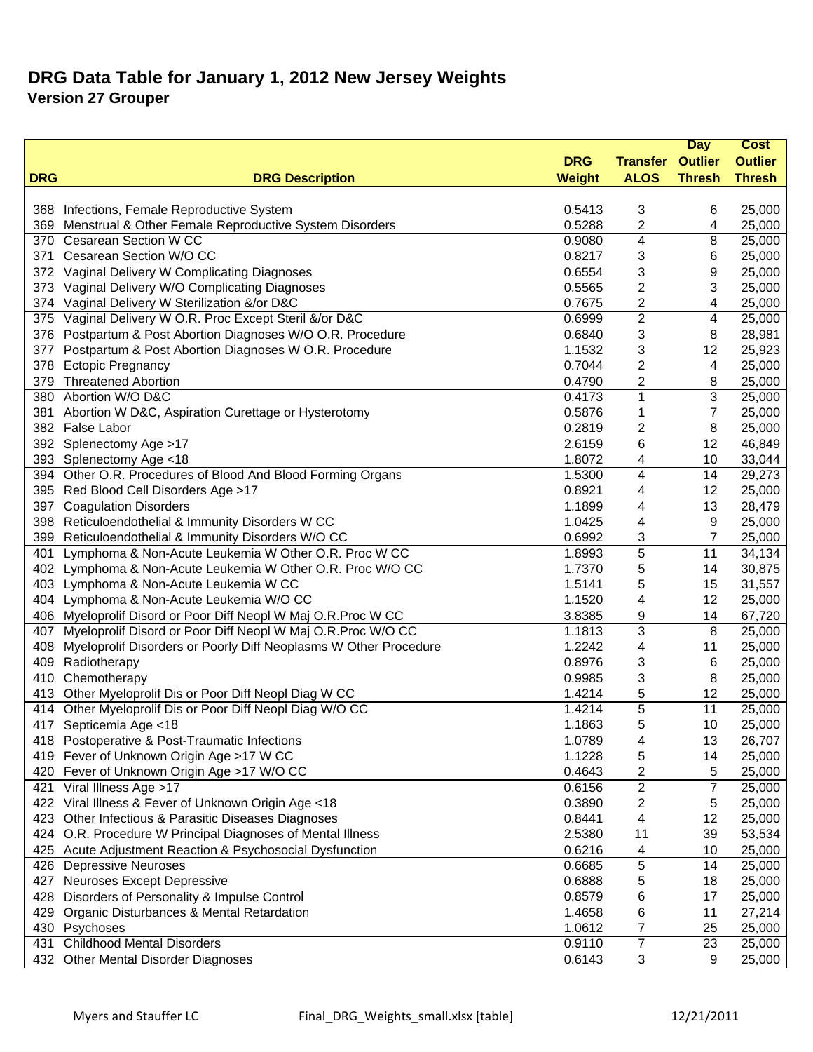# DRG Data Table for January 1, 2012 New Jersey Weights

## Version 27 Grouper

| DRG | DRG Description | DRG Weight | Transfer ALOS | Day Outlier Thresh | Cost Outlier Thresh |
|---|---|---|---|---|---|
| 368 | Infections, Female Reproductive System | 0.5413 | 3 | 6 | 25,000 |
| 369 | Menstrual & Other Female Reproductive System Disorders | 0.5288 | 2 | 4 | 25,000 |
| 370 | Cesarean Section W CC | 0.9080 | 4 | 8 | 25,000 |
| 371 | Cesarean Section W/O CC | 0.8217 | 3 | 6 | 25,000 |
| 372 | Vaginal Delivery W Complicating Diagnoses | 0.6554 | 3 | 9 | 25,000 |
| 373 | Vaginal Delivery W/O Complicating Diagnoses | 0.5565 | 2 | 3 | 25,000 |
| 374 | Vaginal Delivery W Sterilization &/or D&C | 0.7675 | 2 | 4 | 25,000 |
| 375 | Vaginal Delivery W O.R. Proc Except Steril &/or D&C | 0.6999 | 2 | 4 | 25,000 |
| 376 | Postpartum & Post Abortion Diagnoses W/O O.R. Procedure | 0.6840 | 3 | 8 | 28,981 |
| 377 | Postpartum & Post Abortion Diagnoses W O.R. Procedure | 1.1532 | 3 | 12 | 25,923 |
| 378 | Ectopic Pregnancy | 0.7044 | 2 | 4 | 25,000 |
| 379 | Threatened Abortion | 0.4790 | 2 | 8 | 25,000 |
| 380 | Abortion W/O D&C | 0.4173 | 1 | 3 | 25,000 |
| 381 | Abortion W D&C, Aspiration Curettage or Hysterotomy | 0.5876 | 1 | 7 | 25,000 |
| 382 | False Labor | 0.2819 | 2 | 8 | 25,000 |
| 392 | Splenectomy Age >17 | 2.6159 | 6 | 12 | 46,849 |
| 393 | Splenectomy Age <18 | 1.8072 | 4 | 10 | 33,044 |
| 394 | Other O.R. Procedures of Blood And Blood Forming Organs | 1.5300 | 4 | 14 | 29,273 |
| 395 | Red Blood Cell Disorders Age >17 | 0.8921 | 4 | 12 | 25,000 |
| 397 | Coagulation Disorders | 1.1899 | 4 | 13 | 28,479 |
| 398 | Reticuloendothelial & Immunity Disorders W CC | 1.0425 | 4 | 9 | 25,000 |
| 399 | Reticuloendothelial & Immunity Disorders W/O CC | 0.6992 | 3 | 7 | 25,000 |
| 401 | Lymphoma & Non-Acute Leukemia W Other O.R. Proc W CC | 1.8993 | 5 | 11 | 34,134 |
| 402 | Lymphoma & Non-Acute Leukemia W Other O.R. Proc W/O CC | 1.7370 | 5 | 14 | 30,875 |
| 403 | Lymphoma & Non-Acute Leukemia W CC | 1.5141 | 5 | 15 | 31,557 |
| 404 | Lymphoma & Non-Acute Leukemia W/O CC | 1.1520 | 4 | 12 | 25,000 |
| 406 | Myeloprolif Disord or Poor Diff Neopl W Maj O.R.Proc W CC | 3.8385 | 9 | 14 | 67,720 |
| 407 | Myeloprolif Disord or Poor Diff Neopl W Maj O.R.Proc W/O CC | 1.1813 | 3 | 8 | 25,000 |
| 408 | Myeloprolif Disorders or Poorly Diff Neoplasms W Other Procedure | 1.2242 | 4 | 11 | 25,000 |
| 409 | Radiotherapy | 0.8976 | 3 | 6 | 25,000 |
| 410 | Chemotherapy | 0.9985 | 3 | 8 | 25,000 |
| 413 | Other Myeloprolif Dis or Poor Diff Neopl Diag W CC | 1.4214 | 5 | 12 | 25,000 |
| 414 | Other Myeloprolif Dis or Poor Diff Neopl Diag W/O CC | 1.4214 | 5 | 11 | 25,000 |
| 417 | Septicemia Age <18 | 1.1863 | 5 | 10 | 25,000 |
| 418 | Postoperative & Post-Traumatic Infections | 1.0789 | 4 | 13 | 26,707 |
| 419 | Fever of Unknown Origin Age >17 W CC | 1.1228 | 5 | 14 | 25,000 |
| 420 | Fever of Unknown Origin Age >17 W/O CC | 0.4643 | 2 | 5 | 25,000 |
| 421 | Viral Illness Age >17 | 0.6156 | 2 | 7 | 25,000 |
| 422 | Viral Illness & Fever of Unknown Origin Age <18 | 0.3890 | 2 | 5 | 25,000 |
| 423 | Other Infectious & Parasitic Diseases Diagnoses | 0.8441 | 4 | 12 | 25,000 |
| 424 | O.R. Procedure W Principal Diagnoses of Mental Illness | 2.5380 | 11 | 39 | 53,534 |
| 425 | Acute Adjustment Reaction & Psychosocial Dysfunction | 0.6216 | 4 | 10 | 25,000 |
| 426 | Depressive Neuroses | 0.6685 | 5 | 14 | 25,000 |
| 427 | Neuroses Except Depressive | 0.6888 | 5 | 18 | 25,000 |
| 428 | Disorders of Personality & Impulse Control | 0.8579 | 6 | 17 | 25,000 |
| 429 | Organic Disturbances & Mental Retardation | 1.4658 | 6 | 11 | 27,214 |
| 430 | Psychoses | 1.0612 | 7 | 25 | 25,000 |
| 431 | Childhood Mental Disorders | 0.9110 | 7 | 23 | 25,000 |
| 432 | Other Mental Disorder Diagnoses | 0.6143 | 3 | 9 | 25,000 |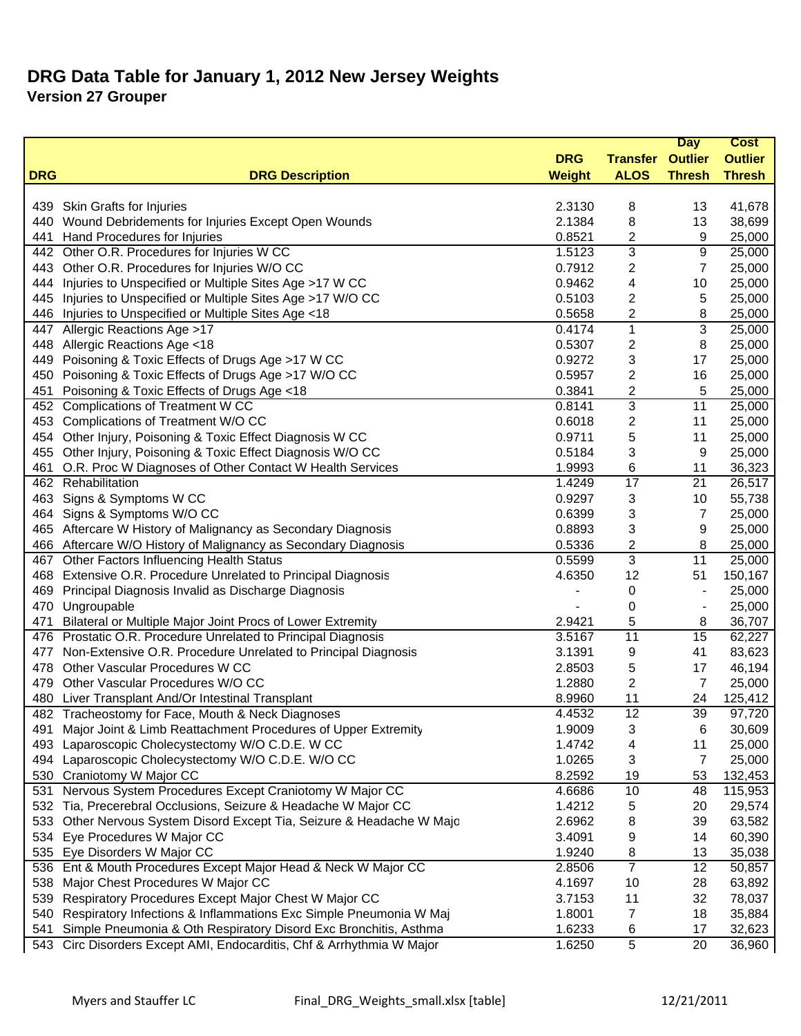# DRG Data Table for January 1, 2012 New Jersey Weights
## Version 27 Grouper

| DRG | DRG Description | DRG Weight | Transfer ALOS | Day Outlier Thresh | Cost Outlier Thresh |
|---|---|---|---|---|---|
| 439 | Skin Grafts for Injuries | 2.3130 | 8 | 13 | 41,678 |
| 440 | Wound Debridements for Injuries Except Open Wounds | 2.1384 | 8 | 13 | 38,699 |
| 441 | Hand Procedures for Injuries | 0.8521 | 2 | 9 | 25,000 |
| 442 | Other O.R. Procedures for Injuries W CC | 1.5123 | 3 | 9 | 25,000 |
| 443 | Other O.R. Procedures for Injuries W/O CC | 0.7912 | 2 | 7 | 25,000 |
| 444 | Injuries to Unspecified or Multiple Sites Age >17 W CC | 0.9462 | 4 | 10 | 25,000 |
| 445 | Injuries to Unspecified or Multiple Sites Age >17 W/O CC | 0.5103 | 2 | 5 | 25,000 |
| 446 | Injuries to Unspecified or Multiple Sites Age <18 | 0.5658 | 2 | 8 | 25,000 |
| 447 | Allergic Reactions Age >17 | 0.4174 | 1 | 3 | 25,000 |
| 448 | Allergic Reactions Age <18 | 0.5307 | 2 | 8 | 25,000 |
| 449 | Poisoning & Toxic Effects of Drugs Age >17 W CC | 0.9272 | 3 | 17 | 25,000 |
| 450 | Poisoning & Toxic Effects of Drugs Age >17 W/O CC | 0.5957 | 2 | 16 | 25,000 |
| 451 | Poisoning & Toxic Effects of Drugs Age <18 | 0.3841 | 2 | 5 | 25,000 |
| 452 | Complications of Treatment W CC | 0.8141 | 3 | 11 | 25,000 |
| 453 | Complications of Treatment W/O CC | 0.6018 | 2 | 11 | 25,000 |
| 454 | Other Injury, Poisoning & Toxic Effect Diagnosis W CC | 0.9711 | 5 | 11 | 25,000 |
| 455 | Other Injury, Poisoning & Toxic Effect Diagnosis W/O CC | 0.5184 | 3 | 9 | 25,000 |
| 461 | O.R. Proc W Diagnoses of Other Contact W Health Services | 1.9993 | 6 | 11 | 36,323 |
| 462 | Rehabilitation | 1.4249 | 17 | 21 | 26,517 |
| 463 | Signs & Symptoms W CC | 0.9297 | 3 | 10 | 55,738 |
| 464 | Signs & Symptoms W/O CC | 0.6399 | 3 | 7 | 25,000 |
| 465 | Aftercare W History of Malignancy as Secondary Diagnosis | 0.8893 | 3 | 9 | 25,000 |
| 466 | Aftercare W/O History of Malignancy as Secondary Diagnosis | 0.5336 | 2 | 8 | 25,000 |
| 467 | Other Factors Influencing Health Status | 0.5599 | 3 | 11 | 25,000 |
| 468 | Extensive O.R. Procedure Unrelated to Principal Diagnosis | 4.6350 | 12 | 51 | 150,167 |
| 469 | Principal Diagnosis Invalid as Discharge Diagnosis | - | 0 | - | 25,000 |
| 470 | Ungroupable | - | 0 | - | 25,000 |
| 471 | Bilateral or Multiple Major Joint Procs of Lower Extremity | 2.9421 | 5 | 8 | 36,707 |
| 476 | Prostatic O.R. Procedure Unrelated to Principal Diagnosis | 3.5167 | 11 | 15 | 62,227 |
| 477 | Non-Extensive O.R. Procedure Unrelated to Principal Diagnosis | 3.1391 | 9 | 41 | 83,623 |
| 478 | Other Vascular Procedures W CC | 2.8503 | 5 | 17 | 46,194 |
| 479 | Other Vascular Procedures W/O CC | 1.2880 | 2 | 7 | 25,000 |
| 480 | Liver Transplant And/Or Intestinal Transplant | 8.9960 | 11 | 24 | 125,412 |
| 482 | Tracheostomy for Face, Mouth & Neck Diagnoses | 4.4532 | 12 | 39 | 97,720 |
| 491 | Major Joint & Limb Reattachment Procedures of Upper Extremity | 1.9009 | 3 | 6 | 30,609 |
| 493 | Laparoscopic Cholecystectomy W/O C.D.E. W CC | 1.4742 | 4 | 11 | 25,000 |
| 494 | Laparoscopic Cholecystectomy W/O C.D.E. W/O CC | 1.0265 | 3 | 7 | 25,000 |
| 530 | Craniotomy W Major CC | 8.2592 | 19 | 53 | 132,453 |
| 531 | Nervous System Procedures Except Craniotomy W Major CC | 4.6686 | 10 | 48 | 115,953 |
| 532 | Tia, Precerebral Occlusions, Seizure & Headache W Major CC | 1.4212 | 5 | 20 | 29,574 |
| 533 | Other Nervous System Disord Except Tia, Seizure & Headache W Majo | 2.6962 | 8 | 39 | 63,582 |
| 534 | Eye Procedures W Major CC | 3.4091 | 9 | 14 | 60,390 |
| 535 | Eye Disorders W Major CC | 1.9240 | 8 | 13 | 35,038 |
| 536 | Ent & Mouth Procedures Except Major Head & Neck W Major CC | 2.8506 | 7 | 12 | 50,857 |
| 538 | Major Chest Procedures W Major CC | 4.1697 | 10 | 28 | 63,892 |
| 539 | Respiratory Procedures Except Major Chest W Major CC | 3.7153 | 11 | 32 | 78,037 |
| 540 | Respiratory Infections & Inflammations Exc Simple Pneumonia W Maj | 1.8001 | 7 | 18 | 35,884 |
| 541 | Simple Pneumonia & Oth Respiratory Disord Exc Bronchitis, Asthma | 1.6233 | 6 | 17 | 32,623 |
| 543 | Circ Disorders Except AMI, Endocarditis, Chf & Arrhythmia W Major | 1.6250 | 5 | 20 | 36,960 |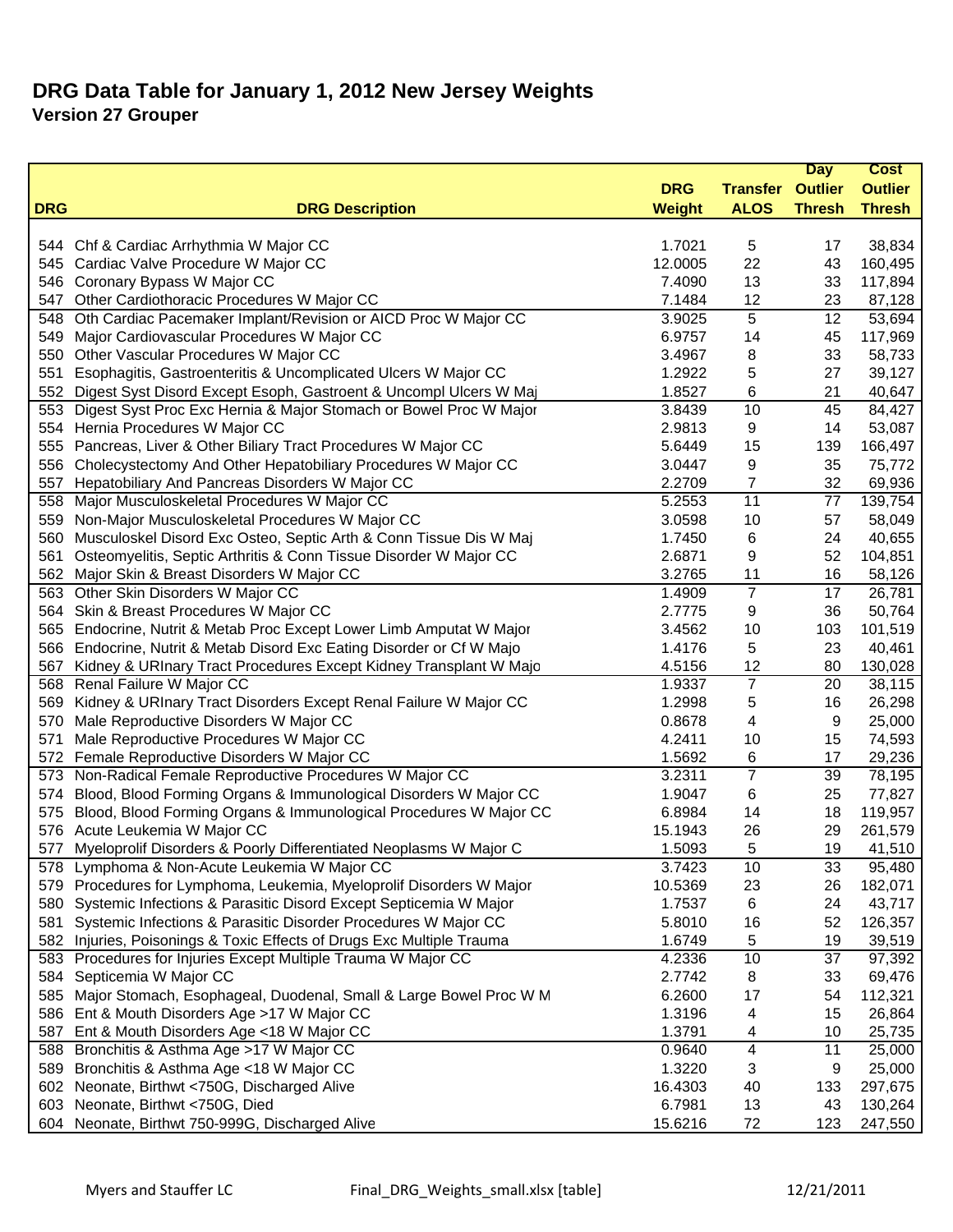# DRG Data Table for January 1, 2012 New Jersey Weights

## Version 27 Grouper

| DRG | DRG Description | DRG Weight | Transfer ALOS | Day Outlier Thresh | Cost Outlier Thresh |
|---|---|---|---|---|---|
| 544 | Chf & Cardiac Arrhythmia W Major CC | 1.7021 | 5 | 17 | 38,834 |
| 545 | Cardiac Valve Procedure W Major CC | 12.0005 | 22 | 43 | 160,495 |
| 546 | Coronary Bypass W Major CC | 7.4090 | 13 | 33 | 117,894 |
| 547 | Other Cardiothoracic Procedures W Major CC | 7.1484 | 12 | 23 | 87,128 |
| 548 | Oth Cardiac Pacemaker Implant/Revision or AICD Proc W Major CC | 3.9025 | 5 | 12 | 53,694 |
| 549 | Major Cardiovascular Procedures W Major CC | 6.9757 | 14 | 45 | 117,969 |
| 550 | Other Vascular Procedures W Major CC | 3.4967 | 8 | 33 | 58,733 |
| 551 | Esophagitis, Gastroenteritis & Uncomplicated Ulcers W Major CC | 1.2922 | 5 | 27 | 39,127 |
| 552 | Digest Syst Disord Except Esoph, Gastroent & Uncompl Ulcers W Maj | 1.8527 | 6 | 21 | 40,647 |
| 553 | Digest Syst Proc Exc Hernia & Major Stomach or Bowel Proc W Major | 3.8439 | 10 | 45 | 84,427 |
| 554 | Hernia Procedures W Major CC | 2.9813 | 9 | 14 | 53,087 |
| 555 | Pancreas, Liver & Other Biliary Tract Procedures W Major CC | 5.6449 | 15 | 139 | 166,497 |
| 556 | Cholecystectomy And Other Hepatobiliary Procedures W Major CC | 3.0447 | 9 | 35 | 75,772 |
| 557 | Hepatobiliary And Pancreas Disorders W Major CC | 2.2709 | 7 | 32 | 69,936 |
| 558 | Major Musculoskeletal Procedures W Major CC | 5.2553 | 11 | 77 | 139,754 |
| 559 | Non-Major Musculoskeletal Procedures W Major CC | 3.0598 | 10 | 57 | 58,049 |
| 560 | Musculoskel Disord Exc Osteo, Septic Arth & Conn Tissue Dis W Maj | 1.7450 | 6 | 24 | 40,655 |
| 561 | Osteomyelitis, Septic Arthritis & Conn Tissue Disorder W Major CC | 2.6871 | 9 | 52 | 104,851 |
| 562 | Major Skin & Breast Disorders W Major CC | 3.2765 | 11 | 16 | 58,126 |
| 563 | Other Skin Disorders W Major CC | 1.4909 | 7 | 17 | 26,781 |
| 564 | Skin & Breast Procedures W Major CC | 2.7775 | 9 | 36 | 50,764 |
| 565 | Endocrine, Nutrit & Metab Proc Except Lower Limb Amputat W Major | 3.4562 | 10 | 103 | 101,519 |
| 566 | Endocrine, Nutrit & Metab Disord Exc Eating Disorder or Cf W Majo | 1.4176 | 5 | 23 | 40,461 |
| 567 | Kidney & URInary Tract Procedures Except Kidney Transplant W Majo | 4.5156 | 12 | 80 | 130,028 |
| 568 | Renal Failure W Major CC | 1.9337 | 7 | 20 | 38,115 |
| 569 | Kidney & URInary Tract Disorders Except Renal Failure W Major CC | 1.2998 | 5 | 16 | 26,298 |
| 570 | Male Reproductive Disorders W Major CC | 0.8678 | 4 | 9 | 25,000 |
| 571 | Male Reproductive Procedures W Major CC | 4.2411 | 10 | 15 | 74,593 |
| 572 | Female Reproductive Disorders W Major CC | 1.5692 | 6 | 17 | 29,236 |
| 573 | Non-Radical Female Reproductive Procedures W Major CC | 3.2311 | 7 | 39 | 78,195 |
| 574 | Blood, Blood Forming Organs & Immunological Disorders W Major CC | 1.9047 | 6 | 25 | 77,827 |
| 575 | Blood, Blood Forming Organs & Immunological Procedures W Major CC | 6.8984 | 14 | 18 | 119,957 |
| 576 | Acute Leukemia W Major CC | 15.1943 | 26 | 29 | 261,579 |
| 577 | Myeloprolif Disorders & Poorly Differentiated Neoplasms W Major C | 1.5093 | 5 | 19 | 41,510 |
| 578 | Lymphoma & Non-Acute Leukemia W Major CC | 3.7423 | 10 | 33 | 95,480 |
| 579 | Procedures for Lymphoma, Leukemia, Myeloprolif Disorders W Major | 10.5369 | 23 | 26 | 182,071 |
| 580 | Systemic Infections & Parasitic Disord Except Septicemia W Major | 1.7537 | 6 | 24 | 43,717 |
| 581 | Systemic Infections & Parasitic Disorder Procedures W Major CC | 5.8010 | 16 | 52 | 126,357 |
| 582 | Injuries, Poisonings & Toxic Effects of Drugs Exc Multiple Trauma | 1.6749 | 5 | 19 | 39,519 |
| 583 | Procedures for Injuries Except Multiple Trauma W Major CC | 4.2336 | 10 | 37 | 97,392 |
| 584 | Septicemia W Major CC | 2.7742 | 8 | 33 | 69,476 |
| 585 | Major Stomach, Esophageal, Duodenal, Small & Large Bowel Proc W M | 6.2600 | 17 | 54 | 112,321 |
| 586 | Ent & Mouth Disorders Age >17 W Major CC | 1.3196 | 4 | 15 | 26,864 |
| 587 | Ent & Mouth Disorders Age <18 W Major CC | 1.3791 | 4 | 10 | 25,735 |
| 588 | Bronchitis & Asthma Age >17 W Major CC | 0.9640 | 4 | 11 | 25,000 |
| 589 | Bronchitis & Asthma Age <18 W Major CC | 1.3220 | 3 | 9 | 25,000 |
| 602 | Neonate, Birthwt <750G, Discharged Alive | 16.4303 | 40 | 133 | 297,675 |
| 603 | Neonate, Birthwt <750G, Died | 6.7981 | 13 | 43 | 130,264 |
| 604 | Neonate, Birthwt 750-999G, Discharged Alive | 15.6216 | 72 | 123 | 247,550 |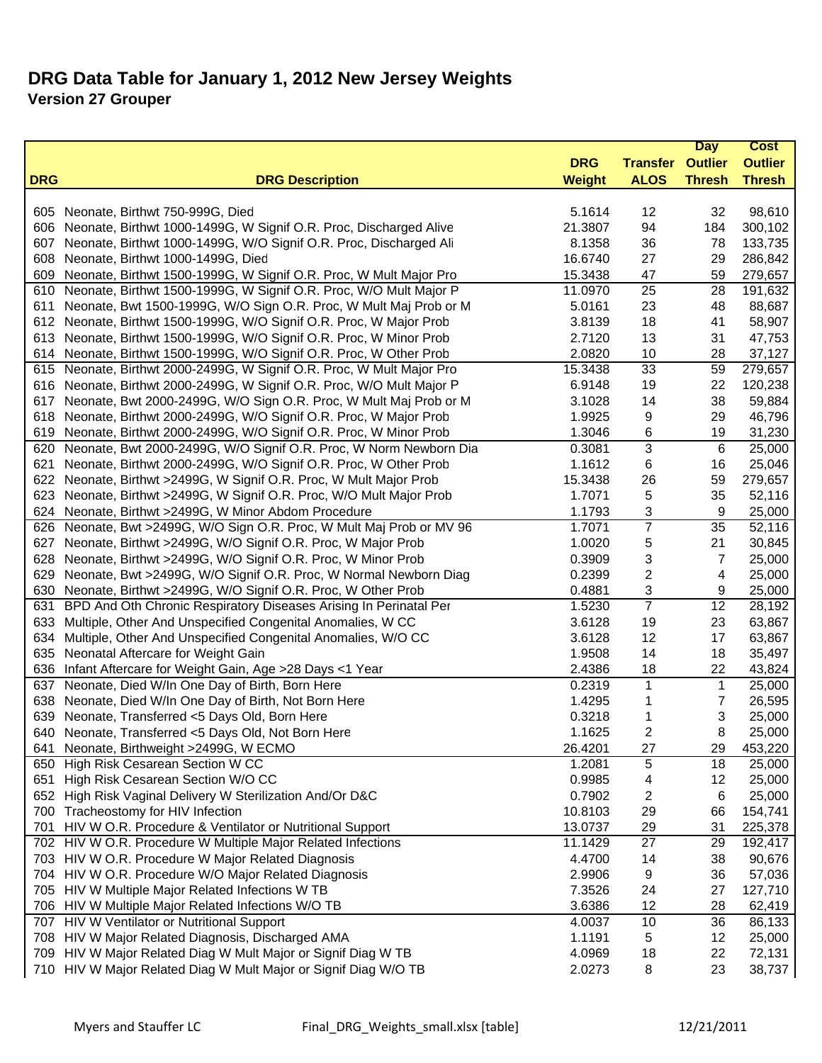# DRG Data Table for January 1, 2012 New Jersey Weights

## Version 27 Grouper

| DRG | DRG Description | DRG Weight | Transfer ALOS | Day Outlier Thresh | Cost Outlier Thresh |
|---|---|---|---|---|---|
| 605 | Neonate, Birthwt 750-999G, Died | 5.1614 | 12 | 32 | 98,610 |
| 606 | Neonate, Birthwt 1000-1499G, W Signif O.R. Proc, Discharged Alive | 21.3807 | 94 | 184 | 300,102 |
| 607 | Neonate, Birthwt 1000-1499G, W/O Signif O.R. Proc, Discharged Ali | 8.1358 | 36 | 78 | 133,735 |
| 608 | Neonate, Birthwt 1000-1499G, Died | 16.6740 | 27 | 29 | 286,842 |
| 609 | Neonate, Birthwt 1500-1999G, W Signif O.R. Proc, W Mult Major Pro | 15.3438 | 47 | 59 | 279,657 |
| 610 | Neonate, Birthwt 1500-1999G, W Signif O.R. Proc, W/O Mult Major P | 11.0970 | 25 | 28 | 191,632 |
| 611 | Neonate, Bwt 1500-1999G, W/O Sign O.R. Proc, W Mult Maj Prob or M | 5.0161 | 23 | 48 | 88,687 |
| 612 | Neonate, Birthwt 1500-1999G, W/O Signif O.R. Proc, W Major Prob | 3.8139 | 18 | 41 | 58,907 |
| 613 | Neonate, Birthwt 1500-1999G, W/O Signif O.R. Proc, W Minor Prob | 2.7120 | 13 | 31 | 47,753 |
| 614 | Neonate, Birthwt 1500-1999G, W/O Signif O.R. Proc, W Other Prob | 2.0820 | 10 | 28 | 37,127 |
| 615 | Neonate, Birthwt 2000-2499G, W Signif O.R. Proc, W Mult Major Pro | 15.3438 | 33 | 59 | 279,657 |
| 616 | Neonate, Birthwt 2000-2499G, W Signif O.R. Proc, W/O Mult Major P | 6.9148 | 19 | 22 | 120,238 |
| 617 | Neonate, Bwt 2000-2499G, W/O Sign O.R. Proc, W Mult Maj Prob or M | 3.1028 | 14 | 38 | 59,884 |
| 618 | Neonate, Birthwt 2000-2499G, W/O Signif O.R. Proc, W Major Prob | 1.9925 | 9 | 29 | 46,796 |
| 619 | Neonate, Birthwt 2000-2499G, W/O Signif O.R. Proc, W Minor Prob | 1.3046 | 6 | 19 | 31,230 |
| 620 | Neonate, Bwt 2000-2499G, W/O Signif O.R. Proc, W Norm Newborn Dia | 0.3081 | 3 | 6 | 25,000 |
| 621 | Neonate, Birthwt 2000-2499G, W/O Signif O.R. Proc, W Other Prob | 1.1612 | 6 | 16 | 25,046 |
| 622 | Neonate, Birthwt >2499G, W Signif O.R. Proc, W Mult Major Prob | 15.3438 | 26 | 59 | 279,657 |
| 623 | Neonate, Birthwt >2499G, W Signif O.R. Proc, W/O Mult Major Prob | 1.7071 | 5 | 35 | 52,116 |
| 624 | Neonate, Birthwt >2499G, W Minor Abdom Procedure | 1.1793 | 3 | 9 | 25,000 |
| 626 | Neonate, Bwt >2499G, W/O Sign O.R. Proc, W Mult Maj Prob or MV 96 | 1.7071 | 7 | 35 | 52,116 |
| 627 | Neonate, Birthwt >2499G, W/O Signif O.R. Proc, W Major Prob | 1.0020 | 5 | 21 | 30,845 |
| 628 | Neonate, Birthwt >2499G, W/O Signif O.R. Proc, W Minor Prob | 0.3909 | 3 | 7 | 25,000 |
| 629 | Neonate, Bwt >2499G, W/O Signif O.R. Proc, W Normal Newborn Diag | 0.2399 | 2 | 4 | 25,000 |
| 630 | Neonate, Birthwt >2499G, W/O Signif O.R. Proc, W Other Prob | 0.4881 | 3 | 9 | 25,000 |
| 631 | BPD And Oth Chronic Respiratory Diseases Arising In Perinatal Per | 1.5230 | 7 | 12 | 28,192 |
| 633 | Multiple, Other And Unspecified Congenital Anomalies, W CC | 3.6128 | 19 | 23 | 63,867 |
| 634 | Multiple, Other And Unspecified Congenital Anomalies, W/O CC | 3.6128 | 12 | 17 | 63,867 |
| 635 | Neonatal Aftercare for Weight Gain | 1.9508 | 14 | 18 | 35,497 |
| 636 | Infant Aftercare for Weight Gain, Age >28 Days <1 Year | 2.4386 | 18 | 22 | 43,824 |
| 637 | Neonate, Died W/In One Day of Birth, Born Here | 0.2319 | 1 | 1 | 25,000 |
| 638 | Neonate, Died W/In One Day of Birth, Not Born Here | 1.4295 | 1 | 7 | 26,595 |
| 639 | Neonate, Transferred <5 Days Old, Born Here | 0.3218 | 1 | 3 | 25,000 |
| 640 | Neonate, Transferred <5 Days Old, Not Born Here | 1.1625 | 2 | 8 | 25,000 |
| 641 | Neonate, Birthweight >2499G, W ECMO | 26.4201 | 27 | 29 | 453,220 |
| 650 | High Risk Cesarean Section W CC | 1.2081 | 5 | 18 | 25,000 |
| 651 | High Risk Cesarean Section W/O CC | 0.9985 | 4 | 12 | 25,000 |
| 652 | High Risk Vaginal Delivery W Sterilization And/Or D&C | 0.7902 | 2 | 6 | 25,000 |
| 700 | Tracheostomy for HIV Infection | 10.8103 | 29 | 66 | 154,741 |
| 701 | HIV W O.R. Procedure & Ventilator or Nutritional Support | 13.0737 | 29 | 31 | 225,378 |
| 702 | HIV W O.R. Procedure W Multiple Major Related Infections | 11.1429 | 27 | 29 | 192,417 |
| 703 | HIV W O.R. Procedure W Major Related Diagnosis | 4.4700 | 14 | 38 | 90,676 |
| 704 | HIV W O.R. Procedure W/O Major Related Diagnosis | 2.9906 | 9 | 36 | 57,036 |
| 705 | HIV W Multiple Major Related Infections W TB | 7.3526 | 24 | 27 | 127,710 |
| 706 | HIV W Multiple Major Related Infections W/O TB | 3.6386 | 12 | 28 | 62,419 |
| 707 | HIV W Ventilator or Nutritional Support | 4.0037 | 10 | 36 | 86,133 |
| 708 | HIV W Major Related Diagnosis, Discharged AMA | 1.1191 | 5 | 12 | 25,000 |
| 709 | HIV W Major Related Diag W Mult Major or Signif Diag W TB | 4.0969 | 18 | 22 | 72,131 |
| 710 | HIV W Major Related Diag W Mult Major or Signif Diag W/O TB | 2.0273 | 8 | 23 | 38,737 |

Myers and Stauffer LC     Final_DRG_Weights_small.xlsx [table]     12/21/2011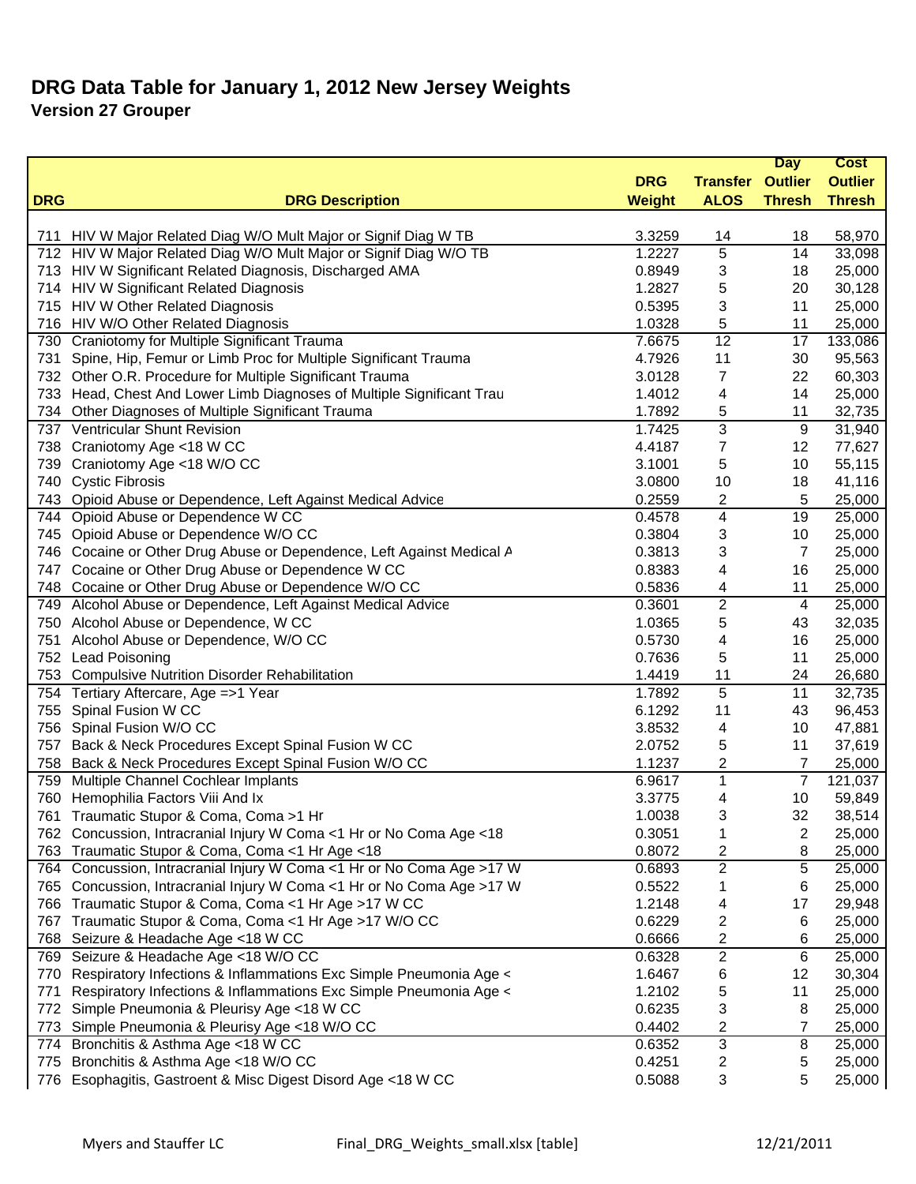# DRG Data Table for January 1, 2012 New Jersey Weights

## Version 27 Grouper

| DRG | DRG Description | DRG Weight | Transfer ALOS | Day Outlier Thresh | Cost Outlier Thresh |
|---|---|---|---|---|---|
| 711 | HIV W Major Related Diag W/O Mult Major or Signif Diag W TB | 3.3259 | 14 | 18 | 58,970 |
| 712 | HIV W Major Related Diag W/O Mult Major or Signif Diag W/O TB | 1.2227 | 5 | 14 | 33,098 |
| 713 | HIV W Significant Related Diagnosis, Discharged AMA | 0.8949 | 3 | 18 | 25,000 |
| 714 | HIV W Significant Related Diagnosis | 1.2827 | 5 | 20 | 30,128 |
| 715 | HIV W Other Related Diagnosis | 0.5395 | 3 | 11 | 25,000 |
| 716 | HIV W/O Other Related Diagnosis | 1.0328 | 5 | 11 | 25,000 |
| 730 | Craniotomy for Multiple Significant Trauma | 7.6675 | 12 | 17 | 133,086 |
| 731 | Spine, Hip, Femur or Limb Proc for Multiple Significant Trauma | 4.7926 | 11 | 30 | 95,563 |
| 732 | Other O.R. Procedure for Multiple Significant Trauma | 3.0128 | 7 | 22 | 60,303 |
| 733 | Head, Chest And Lower Limb Diagnoses of Multiple Significant Trau | 1.4012 | 4 | 14 | 25,000 |
| 734 | Other Diagnoses of Multiple Significant Trauma | 1.7892 | 5 | 11 | 32,735 |
| 737 | Ventricular Shunt Revision | 1.7425 | 3 | 9 | 31,940 |
| 738 | Craniotomy Age <18 W CC | 4.4187 | 7 | 12 | 77,627 |
| 739 | Craniotomy Age <18 W/O CC | 3.1001 | 5 | 10 | 55,115 |
| 740 | Cystic Fibrosis | 3.0800 | 10 | 18 | 41,116 |
| 743 | Opioid Abuse or Dependence, Left Against Medical Advice | 0.2559 | 2 | 5 | 25,000 |
| 744 | Opioid Abuse or Dependence W CC | 0.4578 | 4 | 19 | 25,000 |
| 745 | Opioid Abuse or Dependence W/O CC | 0.3804 | 3 | 10 | 25,000 |
| 746 | Cocaine or Other Drug Abuse or Dependence, Left Against Medical A | 0.3813 | 3 | 7 | 25,000 |
| 747 | Cocaine or Other Drug Abuse or Dependence W CC | 0.8383 | 4 | 16 | 25,000 |
| 748 | Cocaine or Other Drug Abuse or Dependence W/O CC | 0.5836 | 4 | 11 | 25,000 |
| 749 | Alcohol Abuse or Dependence, Left Against Medical Advice | 0.3601 | 2 | 4 | 25,000 |
| 750 | Alcohol Abuse or Dependence, W CC | 1.0365 | 5 | 43 | 32,035 |
| 751 | Alcohol Abuse or Dependence, W/O CC | 0.5730 | 4 | 16 | 25,000 |
| 752 | Lead Poisoning | 0.7636 | 5 | 11 | 25,000 |
| 753 | Compulsive Nutrition Disorder Rehabilitation | 1.4419 | 11 | 24 | 26,680 |
| 754 | Tertiary Aftercare, Age =>1 Year | 1.7892 | 5 | 11 | 32,735 |
| 755 | Spinal Fusion W CC | 6.1292 | 11 | 43 | 96,453 |
| 756 | Spinal Fusion W/O CC | 3.8532 | 4 | 10 | 47,881 |
| 757 | Back & Neck Procedures Except Spinal Fusion W CC | 2.0752 | 5 | 11 | 37,619 |
| 758 | Back & Neck Procedures Except Spinal Fusion W/O CC | 1.1237 | 2 | 7 | 25,000 |
| 759 | Multiple Channel Cochlear Implants | 6.9617 | 1 | 7 | 121,037 |
| 760 | Hemophilia Factors Viii And Ix | 3.3775 | 4 | 10 | 59,849 |
| 761 | Traumatic Stupor & Coma, Coma >1 Hr | 1.0038 | 3 | 32 | 38,514 |
| 762 | Concussion, Intracranial Injury W Coma <1 Hr or No Coma Age <18 | 0.3051 | 1 | 2 | 25,000 |
| 763 | Traumatic Stupor & Coma, Coma <1 Hr Age <18 | 0.8072 | 2 | 8 | 25,000 |
| 764 | Concussion, Intracranial Injury W Coma <1 Hr or No Coma Age >17 W | 0.6893 | 2 | 5 | 25,000 |
| 765 | Concussion, Intracranial Injury W Coma <1 Hr or No Coma Age >17 W | 0.5522 | 1 | 6 | 25,000 |
| 766 | Traumatic Stupor & Coma, Coma <1 Hr Age >17 W CC | 1.2148 | 4 | 17 | 29,948 |
| 767 | Traumatic Stupor & Coma, Coma <1 Hr Age >17 W/O CC | 0.6229 | 2 | 6 | 25,000 |
| 768 | Seizure & Headache Age <18 W CC | 0.6666 | 2 | 6 | 25,000 |
| 769 | Seizure & Headache Age <18 W/O CC | 0.6328 | 2 | 6 | 25,000 |
| 770 | Respiratory Infections & Inflammations Exc Simple Pneumonia Age < | 1.6467 | 6 | 12 | 30,304 |
| 771 | Respiratory Infections & Inflammations Exc Simple Pneumonia Age < | 1.2102 | 5 | 11 | 25,000 |
| 772 | Simple Pneumonia & Pleurisy Age <18 W CC | 0.6235 | 3 | 8 | 25,000 |
| 773 | Simple Pneumonia & Pleurisy Age <18 W/O CC | 0.4402 | 2 | 7 | 25,000 |
| 774 | Bronchitis & Asthma Age <18 W CC | 0.6352 | 3 | 8 | 25,000 |
| 775 | Bronchitis & Asthma Age <18 W/O CC | 0.4251 | 2 | 5 | 25,000 |
| 776 | Esophagitis, Gastroent & Misc Digest Disord Age <18 W CC | 0.5088 | 3 | 5 | 25,000 |

Myers and Stauffer LC    Final_DRG_Weights_small.xlsx [table]    12/21/2011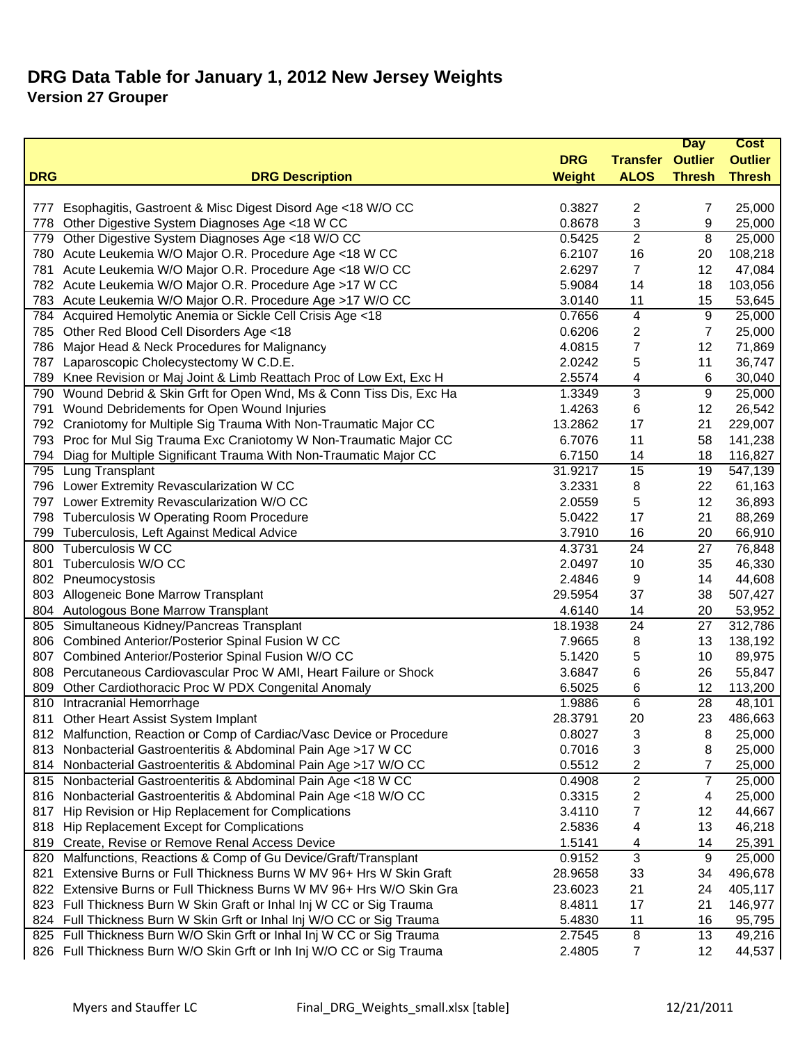# DRG Data Table for January 1, 2012 New Jersey Weights

## Version 27 Grouper

| DRG | DRG Description | DRG Weight | Transfer ALOS | Day Outlier Thresh | Cost Outlier Thresh |
|---|---|---|---|---|---|
| 777 | Esophagitis, Gastroent & Misc Digest Disord Age <18 W/O CC | 0.3827 | 2 | 7 | 25,000 |
| 778 | Other Digestive System Diagnoses Age <18 W CC | 0.8678 | 3 | 9 | 25,000 |
| 779 | Other Digestive System Diagnoses Age <18 W/O CC | 0.5425 | 2 | 8 | 25,000 |
| 780 | Acute Leukemia W/O Major O.R. Procedure Age <18 W CC | 6.2107 | 16 | 20 | 108,218 |
| 781 | Acute Leukemia W/O Major O.R. Procedure Age <18 W/O CC | 2.6297 | 7 | 12 | 47,084 |
| 782 | Acute Leukemia W/O Major O.R. Procedure Age >17 W CC | 5.9084 | 14 | 18 | 103,056 |
| 783 | Acute Leukemia W/O Major O.R. Procedure Age >17 W/O CC | 3.0140 | 11 | 15 | 53,645 |
| 784 | Acquired Hemolytic Anemia or Sickle Cell Crisis Age <18 | 0.7656 | 4 | 9 | 25,000 |
| 785 | Other Red Blood Cell Disorders Age <18 | 0.6206 | 2 | 7 | 25,000 |
| 786 | Major Head & Neck Procedures for Malignancy | 4.0815 | 7 | 12 | 71,869 |
| 787 | Laparoscopic Cholecystectomy W C.D.E. | 2.0242 | 5 | 11 | 36,747 |
| 789 | Knee Revision or Maj Joint & Limb Reattach Proc of Low Ext, Exc H | 2.5574 | 4 | 6 | 30,040 |
| 790 | Wound Debrid & Skin Grft for Open Wnd, Ms & Conn Tiss Dis, Exc Ha | 1.3349 | 3 | 9 | 25,000 |
| 791 | Wound Debridements for Open Wound Injuries | 1.4263 | 6 | 12 | 26,542 |
| 792 | Craniotomy for Multiple Sig Trauma With Non-Traumatic Major CC | 13.2862 | 17 | 21 | 229,007 |
| 793 | Proc for Mul Sig Trauma Exc Craniotomy W Non-Traumatic Major CC | 6.7076 | 11 | 58 | 141,238 |
| 794 | Diag for Multiple Significant Trauma With Non-Traumatic Major CC | 6.7150 | 14 | 18 | 116,827 |
| 795 | Lung Transplant | 31.9217 | 15 | 19 | 547,139 |
| 796 | Lower Extremity Revascularization W CC | 3.2331 | 8 | 22 | 61,163 |
| 797 | Lower Extremity Revascularization W/O CC | 2.0559 | 5 | 12 | 36,893 |
| 798 | Tuberculosis W Operating Room Procedure | 5.0422 | 17 | 21 | 88,269 |
| 799 | Tuberculosis, Left Against Medical Advice | 3.7910 | 16 | 20 | 66,910 |
| 800 | Tuberculosis W CC | 4.3731 | 24 | 27 | 76,848 |
| 801 | Tuberculosis W/O CC | 2.0497 | 10 | 35 | 46,330 |
| 802 | Pneumocystosis | 2.4846 | 9 | 14 | 44,608 |
| 803 | Allogeneic Bone Marrow Transplant | 29.5954 | 37 | 38 | 507,427 |
| 804 | Autologous Bone Marrow Transplant | 4.6140 | 14 | 20 | 53,952 |
| 805 | Simultaneous Kidney/Pancreas Transplant | 18.1938 | 24 | 27 | 312,786 |
| 806 | Combined Anterior/Posterior Spinal Fusion W CC | 7.9665 | 8 | 13 | 138,192 |
| 807 | Combined Anterior/Posterior Spinal Fusion W/O CC | 5.1420 | 5 | 10 | 89,975 |
| 808 | Percutaneous Cardiovascular Proc W AMI, Heart Failure or Shock | 3.6847 | 6 | 26 | 55,847 |
| 809 | Other Cardiothoracic Proc W PDX Congenital Anomaly | 6.5025 | 6 | 12 | 113,200 |
| 810 | Intracranial Hemorrhage | 1.9886 | 6 | 28 | 48,101 |
| 811 | Other Heart Assist System Implant | 28.3791 | 20 | 23 | 486,663 |
| 812 | Malfunction, Reaction or Comp of Cardiac/Vasc Device or Procedure | 0.8027 | 3 | 8 | 25,000 |
| 813 | Nonbacterial Gastroenteritis & Abdominal Pain Age >17 W CC | 0.7016 | 3 | 8 | 25,000 |
| 814 | Nonbacterial Gastroenteritis & Abdominal Pain Age >17 W/O CC | 0.5512 | 2 | 7 | 25,000 |
| 815 | Nonbacterial Gastroenteritis & Abdominal Pain Age <18 W CC | 0.4908 | 2 | 7 | 25,000 |
| 816 | Nonbacterial Gastroenteritis & Abdominal Pain Age <18 W/O CC | 0.3315 | 2 | 4 | 25,000 |
| 817 | Hip Revision or Hip Replacement for Complications | 3.4110 | 7 | 12 | 44,667 |
| 818 | Hip Replacement Except for Complications | 2.5836 | 4 | 13 | 46,218 |
| 819 | Create, Revise or Remove Renal Access Device | 1.5141 | 4 | 14 | 25,391 |
| 820 | Malfunctions, Reactions & Comp of Gu Device/Graft/Transplant | 0.9152 | 3 | 9 | 25,000 |
| 821 | Extensive Burns or Full Thickness Burns W MV 96+ Hrs W Skin Graft | 28.9658 | 33 | 34 | 496,678 |
| 822 | Extensive Burns or Full Thickness Burns W MV 96+ Hrs W/O Skin Gra | 23.6023 | 21 | 24 | 405,117 |
| 823 | Full Thickness Burn W Skin Graft or Inhal Inj W CC or Sig Trauma | 8.4811 | 17 | 21 | 146,977 |
| 824 | Full Thickness Burn W Skin Grft or Inhal Inj W/O CC or Sig Trauma | 5.4830 | 11 | 16 | 95,795 |
| 825 | Full Thickness Burn W/O Skin Grft or Inhal Inj W CC or Sig Trauma | 2.7545 | 8 | 13 | 49,216 |
| 826 | Full Thickness Burn W/O Skin Grft or Inh Inj W/O CC or Sig Trauma | 2.4805 | 7 | 12 | 44,537 |

Myers and Stauffer LC &nbsp;&nbsp;&nbsp; Final_DRG_Weights_small.xlsx [table] &nbsp;&nbsp;&nbsp; 12/21/2011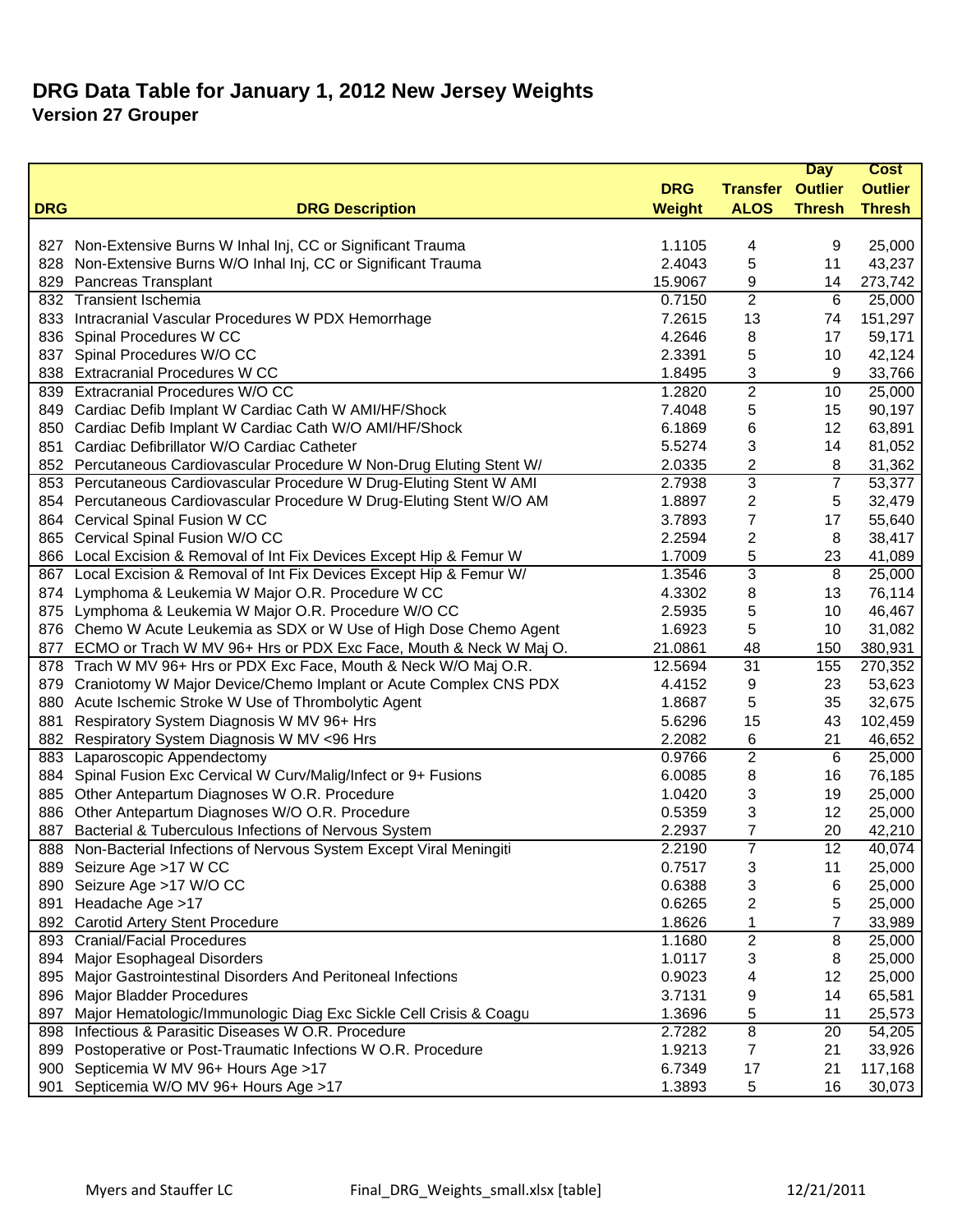# DRG Data Table for January 1, 2012 New Jersey Weights

## Version 27 Grouper

| DRG | DRG Description | DRG Weight | Transfer ALOS | Day Outlier Thresh | Cost Outlier Thresh |
|---|---|---|---|---|---|
| 827 | Non-Extensive Burns W Inhal Inj, CC or Significant Trauma | 1.1105 | 4 | 9 | 25,000 |
| 828 | Non-Extensive Burns W/O Inhal Inj, CC or Significant Trauma | 2.4043 | 5 | 11 | 43,237 |
| 829 | Pancreas Transplant | 15.9067 | 9 | 14 | 273,742 |
| 832 | Transient Ischemia | 0.7150 | 2 | 6 | 25,000 |
| 833 | Intracranial Vascular Procedures W PDX Hemorrhage | 7.2615 | 13 | 74 | 151,297 |
| 836 | Spinal Procedures W CC | 4.2646 | 8 | 17 | 59,171 |
| 837 | Spinal Procedures W/O CC | 2.3391 | 5 | 10 | 42,124 |
| 838 | Extracranial Procedures W CC | 1.8495 | 3 | 9 | 33,766 |
| 839 | Extracranial Procedures W/O CC | 1.2820 | 2 | 10 | 25,000 |
| 849 | Cardiac Defib Implant W Cardiac Cath W AMI/HF/Shock | 7.4048 | 5 | 15 | 90,197 |
| 850 | Cardiac Defib Implant W Cardiac Cath W/O AMI/HF/Shock | 6.1869 | 6 | 12 | 63,891 |
| 851 | Cardiac Defibrillator W/O Cardiac Catheter | 5.5274 | 3 | 14 | 81,052 |
| 852 | Percutaneous Cardiovascular Procedure W Non-Drug Eluting Stent W/ | 2.0335 | 2 | 8 | 31,362 |
| 853 | Percutaneous Cardiovascular Procedure W Drug-Eluting Stent W AMI | 2.7938 | 3 | 7 | 53,377 |
| 854 | Percutaneous Cardiovascular Procedure W Drug-Eluting Stent W/O AM | 1.8897 | 2 | 5 | 32,479 |
| 864 | Cervical Spinal Fusion W CC | 3.7893 | 7 | 17 | 55,640 |
| 865 | Cervical Spinal Fusion W/O CC | 2.2594 | 2 | 8 | 38,417 |
| 866 | Local Excision & Removal of Int Fix Devices Except Hip & Femur W | 1.7009 | 5 | 23 | 41,089 |
| 867 | Local Excision & Removal of Int Fix Devices Except Hip & Femur W/ | 1.3546 | 3 | 8 | 25,000 |
| 874 | Lymphoma & Leukemia W Major O.R. Procedure W CC | 4.3302 | 8 | 13 | 76,114 |
| 875 | Lymphoma & Leukemia W Major O.R. Procedure W/O CC | 2.5935 | 5 | 10 | 46,467 |
| 876 | Chemo W Acute Leukemia as SDX or W Use of High Dose Chemo Agent | 1.6923 | 5 | 10 | 31,082 |
| 877 | ECMO or Trach W MV 96+ Hrs or PDX Exc Face, Mouth & Neck W Maj O. | 21.0861 | 48 | 150 | 380,931 |
| 878 | Trach W MV 96+ Hrs or PDX Exc Face, Mouth & Neck W/O Maj O.R. | 12.5694 | 31 | 155 | 270,352 |
| 879 | Craniotomy W Major Device/Chemo Implant or Acute Complex CNS PDX | 4.4152 | 9 | 23 | 53,623 |
| 880 | Acute Ischemic Stroke W Use of Thrombolytic Agent | 1.8687 | 5 | 35 | 32,675 |
| 881 | Respiratory System Diagnosis W MV 96+ Hrs | 5.6296 | 15 | 43 | 102,459 |
| 882 | Respiratory System Diagnosis W MV <96 Hrs | 2.2082 | 6 | 21 | 46,652 |
| 883 | Laparoscopic Appendectomy | 0.9766 | 2 | 6 | 25,000 |
| 884 | Spinal Fusion Exc Cervical W Curv/Malig/Infect or 9+ Fusions | 6.0085 | 8 | 16 | 76,185 |
| 885 | Other Antepartum Diagnoses W O.R. Procedure | 1.0420 | 3 | 19 | 25,000 |
| 886 | Other Antepartum Diagnoses W/O O.R. Procedure | 0.5359 | 3 | 12 | 25,000 |
| 887 | Bacterial & Tuberculous Infections of Nervous System | 2.2937 | 7 | 20 | 42,210 |
| 888 | Non-Bacterial Infections of Nervous System Except Viral Meningiti | 2.2190 | 7 | 12 | 40,074 |
| 889 | Seizure Age >17 W CC | 0.7517 | 3 | 11 | 25,000 |
| 890 | Seizure Age >17 W/O CC | 0.6388 | 3 | 6 | 25,000 |
| 891 | Headache Age >17 | 0.6265 | 2 | 5 | 25,000 |
| 892 | Carotid Artery Stent Procedure | 1.8626 | 1 | 7 | 33,989 |
| 893 | Cranial/Facial Procedures | 1.1680 | 2 | 8 | 25,000 |
| 894 | Major Esophageal Disorders | 1.0117 | 3 | 8 | 25,000 |
| 895 | Major Gastrointestinal Disorders And Peritoneal Infections | 0.9023 | 4 | 12 | 25,000 |
| 896 | Major Bladder Procedures | 3.7131 | 9 | 14 | 65,581 |
| 897 | Major Hematologic/Immunologic Diag Exc Sickle Cell Crisis & Coagu | 1.3696 | 5 | 11 | 25,573 |
| 898 | Infectious & Parasitic Diseases W O.R. Procedure | 2.7282 | 8 | 20 | 54,205 |
| 899 | Postoperative or Post-Traumatic Infections W O.R. Procedure | 1.9213 | 7 | 21 | 33,926 |
| 900 | Septicemia W MV 96+ Hours Age >17 | 6.7349 | 17 | 21 | 117,168 |
| 901 | Septicemia W/O MV 96+ Hours Age >17 | 1.3893 | 5 | 16 | 30,073 |

Myers and Stauffer LC Final_DRG_Weights_small.xlsx [table] 12/21/2011